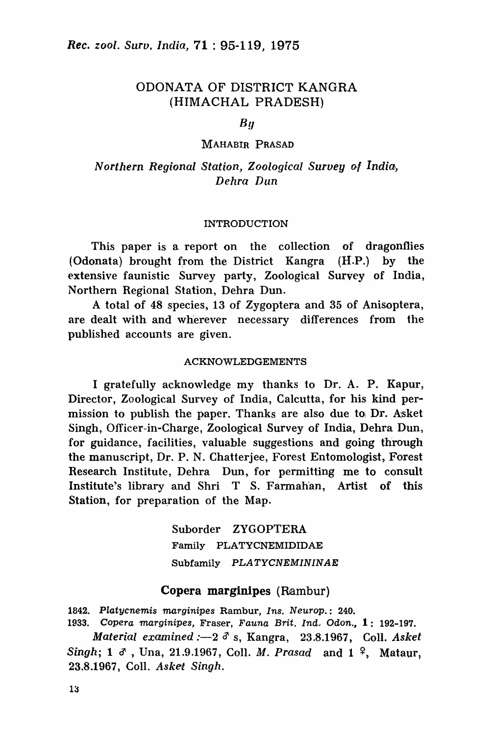# ODONATA OF DISTRICT KANGRA (HIMACHAL PRADESH)

*By*

MAHABIR PRASAD

*Northern Regional Station, Zoological Survey of India, Dehra Dun*

## INTRODUCTION

This paper is a report on the collection of dragonflies (Odonata) brought from the District Kangra (H.P.) by the extensive faunistic Survey party, Zoological Survey of India, Northern Regional Station, Dehra Dun.

A total of 48 species, 13 of Zygoptera and 35 of Anisoptera, are dealt with and wherever necessary differences from the published accounts are given.

## ACKNOWLEDGEMENTS

I gratefully acknowledge my thanks to Dr. A. P. Kapur, Director, Zoological Survey of India, Calcutta, for his kind permission to publish the paper. Thanks are also due to Dr. Asket Singh, Officer-in-Charge, Zoological Survey of India, Dehra Dun, for guidance, facilities, valuable suggestions and going through the manuscript, Dr. P. N. Chatterjee, Forest Entomologist, Forest Research Institute, Dehra Dun, for permitting me to consult Institute's library and Shri T S. Farmahan, Artist of this Station, for preparation of the Map.

Suborder ZYGOPTERA

Family PLATYCNEMIDIDAE

Subfamily *PLATYCNEMININAE*

### Copera marginipes (Rambur)

1842. *Platycnemis marginipes* Rambur, *Ins. Neurop.*: 240.

1933. *Copera marginipes*, Fraser, *Fauna Brit. Ind. Odon.*, **1**: 192-197.

*Material examined* :—2 ♂ s, Kangra, 23.8.1967, Coll. *Asket Singh*; 1 ♂, Una, 21.9.1967, Coll. *M. Prasad* and 1 ♀, Mataur, 23.8.1967, Coll. *Asket Singh*.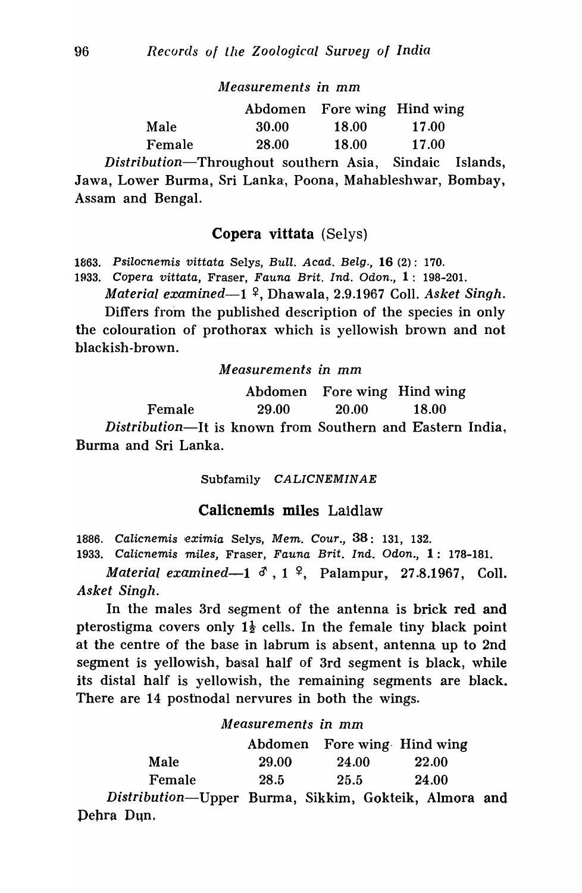*Measurements in mm*

| | Abdomen | Fore wing | Hind wing |
|---|---|---|---|
| Male | 30.00 | 18.00 | 17.00 |
| Female | 28.00 | 18.00 | 17.00 |

*Distribution*—Throughout southern Asia, Sindaic Islands, Jawa, Lower Burma, Sri Lanka, Poona, Mahableshwar, Bombay, Assam and Bengal.

### Copera vittata (Selys)

1863. *Psilocnemis vittata* Selys, *Bull. Acad. Belg.*, **16** (2): 170.
1933. *Copera vittata*, Fraser, *Fauna Brit. Ind. Odon.*, **1**: 198-201.

*Material examined*—1 ♀, Dhawala, 2.9.1967 Coll. *Asket Singh*.

Differs from the published description of the species in only the colouration of prothorax which is yellowish brown and not blackish-brown.

*Measurements in mm*

| | Abdomen | Fore wing | Hind wing |
|---|---|---|---|
| Female | 29.00 | 20.00 | 18.00 |

*Distribution*—It is known from Southern and Eastern India, Burma and Sri Lanka.

Subfamily *CALICNEMINAE*

### Calicnemis miles Laidlaw

1886. *Calicnemis eximia* Selys, *Mem. Cour.*, **38**: 131, 132.
1933. *Calicnemis miles*, Fraser, *Fauna Brit. Ind. Odon.*, **1**: 178-181.

*Material examined*—1 ♂, 1 ♀, Palampur, 27.8.1967, Coll. *Asket Singh*.

In the males 3rd segment of the antenna is brick red and pterostigma covers only $1\frac{1}{2}$ cells. In the female tiny black point at the centre of the base in labrum is absent, antenna up to 2nd segment is yellowish, basal half of 3rd segment is black, while its distal half is yellowish, the remaining segments are black. There are 14 postnodal nervures in both the wings.

*Measurements in mm*

| | Abdomen | Fore wing | Hind wing |
|---|---|---|---|
| Male | 29.00 | 24.00 | 22.00 |
| Female | 28.5 | 25.5 | 24.00 |

*Distribution*—Upper Burma, Sikkim, Gokteik, Almora and Dehra Dun.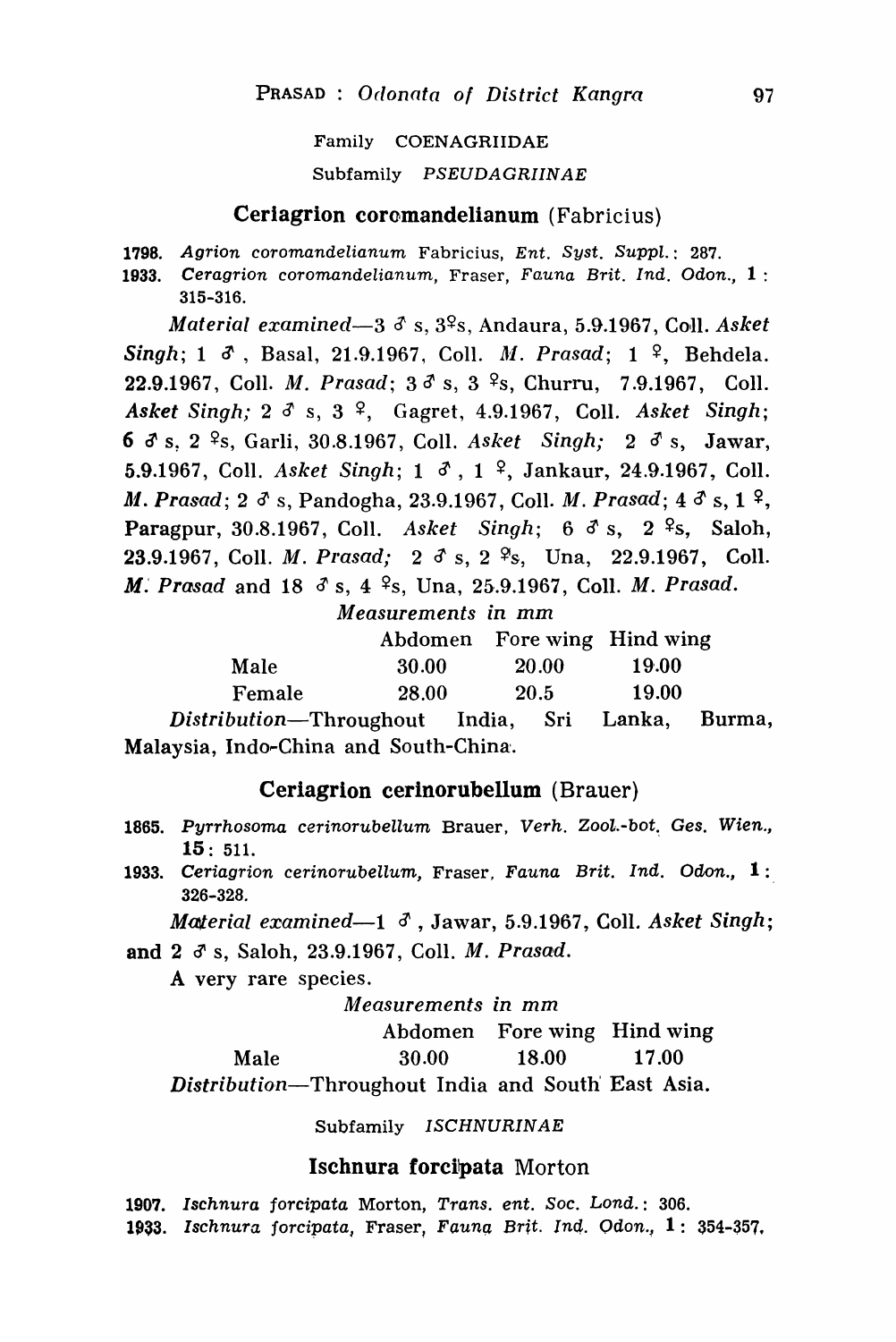Family COENAGRIIDAE

Subfamily *PSEUDAGRIINAE*

## Ceriagrion coromandelianum (Fabricius)

1798. *Agrion coromandelianum* Fabricius, *Ent. Syst. Suppl.*: 287.

1933. *Ceragrion coromandelianum*, Fraser, *Fauna Brit. Ind. Odon.*, **1**: 315-316.

*Material examined*—3 ♂ s, 3♀s, Andaura, 5.9.1967, Coll. *Asket Singh*; 1 ♂, Basal, 21.9.1967, Coll. *M. Prasad*; 1 ♀, Behdela. 22.9.1967, Coll. *M. Prasad*; 3 ♂ s, 3 ♀s, Churru, 7.9.1967, Coll. *Asket Singh;* 2 ♂ s, 3 ♀, Gagret, 4.9.1967, Coll. *Asket Singh*; 6 ♂ s, 2 ♀s, Garli, 30.8.1967, Coll. *Asket Singh;* 2 ♂ s, Jawar, 5.9.1967, Coll. *Asket Singh*; 1 ♂, 1 ♀, Jankaur, 24.9.1967, Coll. *M. Prasad*; 2 ♂ s, Pandogha, 23.9.1967, Coll. *M. Prasad*; 4 ♂ s, 1 ♀, Paragpur, 30.8.1967, Coll. *Asket Singh*; 6 ♂ s, 2 ♀s, Saloh, 23.9.1967, Coll. *M. Prasad;* 2 ♂ s, 2 ♀s, Una, 22.9.1967, Coll. *M. Prasad* and 18 ♂ s, 4 ♀s, Una, 25.9.1967, Coll. *M. Prasad*.

*Measurements in mm*

| | Abdomen | Fore wing | Hind wing |
|---|---|---|---|
| Male | 30.00 | 20.00 | 19.00 |
| Female | 28.00 | 20.5 | 19.00 |

*Distribution*—Throughout India, Sri Lanka, Burma, Malaysia, Indo-China and South-China.

## Ceriagrion cerinorubellum (Brauer)

1865. *Pyrrhosoma cerinorubellum* Brauer, *Verh. Zool.-bot. Ges. Wien.*, **15**: 511.

1933. *Ceriagrion cerinorubellum*, Fraser, *Fauna Brit. Ind. Odon.*, **1**: 326-328.

*Material examined*—1 ♂, Jawar, 5.9.1967, Coll. *Asket Singh*; and 2 ♂ s, Saloh, 23.9.1967, Coll. *M. Prasad*.

A very rare species.

*Measurements in mm*

| | Abdomen | Fore wing | Hind wing |
|---|---|---|---|
| Male | 30.00 | 18.00 | 17.00 |

*Distribution*—Throughout India and South East Asia.

Subfamily *ISCHNURINAE*

## Ischnura forcipata Morton

1907. *Ischnura forcipata* Morton, *Trans. ent. Soc. Lond.*: 306.

1933. *Ischnura forcipata*, Fraser, *Fauna Brit. Ind. Odon.*, **1**: 354-357.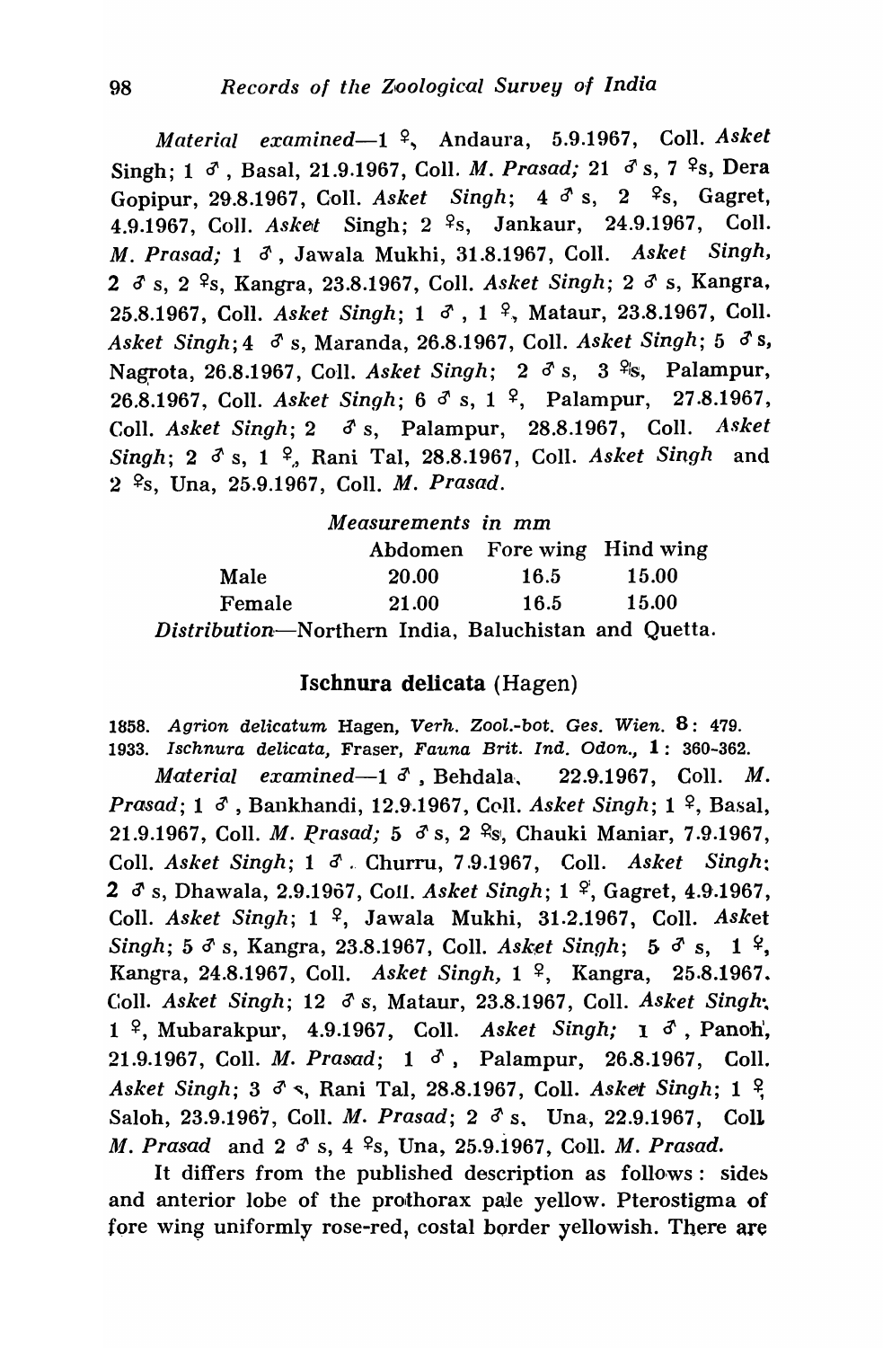*Material examined*—1 ♀, Andaura, 5.9.1967, Coll. *Asket* Singh; 1 ♂, Basal, 21.9.1967, Coll. *M. Prasad;* 21 ♂ s, 7 ♀s, Dera Gopipur, 29.8.1967, Coll. *Asket Singh*; 4 ♂ s, 2 ♀s, Gagret, 4.9.1967, Coll. *Asket* Singh; 2 ♀s, Jankaur, 24.9.1967, Coll. *M. Prasad;* 1 ♂, Jawala Mukhi, 31.8.1967, Coll. *Asket Singh,* 2 ♂ s, 2 ♀s, Kangra, 23.8.1967, Coll. *Asket Singh*; 2 ♂ s, Kangra, 25.8.1967, Coll. *Asket Singh*; 1 ♂, 1 ♀, Mataur, 23.8.1967, Coll. *Asket Singh*; 4 ♂ s, Maranda, 26.8.1967, Coll. *Asket Singh*; 5 ♂ s, Nagrota, 26.8.1967, Coll. *Asket Singh*; 2 ♂ s, 3 ♀s, Palampur, 26.8.1967, Coll. *Asket Singh*; 6 ♂ s, 1 ♀, Palampur, 27.8.1967, Coll. *Asket Singh*; 2 ♂ s, Palampur, 28.8.1967, Coll. *Asket Singh*; 2 ♂ s, 1 ♀, Rani Tal, 28.8.1967, Coll. *Asket Singh* and 2 ♀s, Una, 25.9.1967, Coll. *M. Prasad.*

*Measurements in mm*

| | Abdomen | Fore wing | Hind wing |
|---|---|---|---|
| Male | 20.00 | 16.5 | 15.00 |
| Female | 21.00 | 16.5 | 15.00 |

*Distribution*—Northern India, Baluchistan and Quetta.

## Ischnura delicata (Hagen)

1858. *Agrion delicatum* Hagen, *Verh. Zool.-bot. Ges. Wien.* **8**: 479.
1933. *Ischnura delicata,* Fraser, *Fauna Brit. Ind. Odon.,* **1**: 360-362.

*Material examined*—1 ♂, Behdala, 22.9.1967, Coll. *M. Prasad*; 1 ♂, Bankhandi, 12.9.1967, Coll. *Asket Singh*; 1 ♀, Basal, 21.9.1967, Coll. *M. Prasad;* 5 ♂ s, 2 ♀s, Chauki Maniar, 7.9.1967, Coll. *Asket Singh*; 1 ♂. Churru, 7.9.1967, Coll. *Asket Singh*; 2 ♂ s, Dhawala, 2.9.1967, Coll. *Asket Singh*; 1 ♀, Gagret, 4.9.1967, Coll. *Asket Singh*; 1 ♀, Jawala Mukhi, 31.2.1967, Coll. *Asket Singh*; 5 ♂ s, Kangra, 23.8.1967, Coll. *Asket Singh*; 5 ♂ s, 1 ♀, Kangra, 24.8.1967, Coll. *Asket Singh,* 1 ♀, Kangra, 25.8.1967. Coll. *Asket Singh*; 12 ♂ s, Mataur, 23.8.1967, Coll. *Asket Singh*; 1 ♀, Mubarakpur, 4.9.1967, Coll. *Asket Singh;* 1 ♂, Panoh, 21.9.1967, Coll. *M. Prasad*; 1 ♂, Palampur, 26.8.1967, Coll. *Asket Singh*; 3 ♂ s, Rani Tal, 28.8.1967, Coll. *Asket Singh*; 1 ♀ Saloh, 23.9.1967, Coll. *M. Prasad*; 2 ♂ s, Una, 22.9.1967, Coll. *M. Prasad* and 2 ♂ s, 4 ♀s, Una, 25.9.1967, Coll. *M. Prasad.*

It differs from the published description as follows: sides and anterior lobe of the prothorax pale yellow. Pterostigma of fore wing uniformly rose-red, costal border yellowish. There are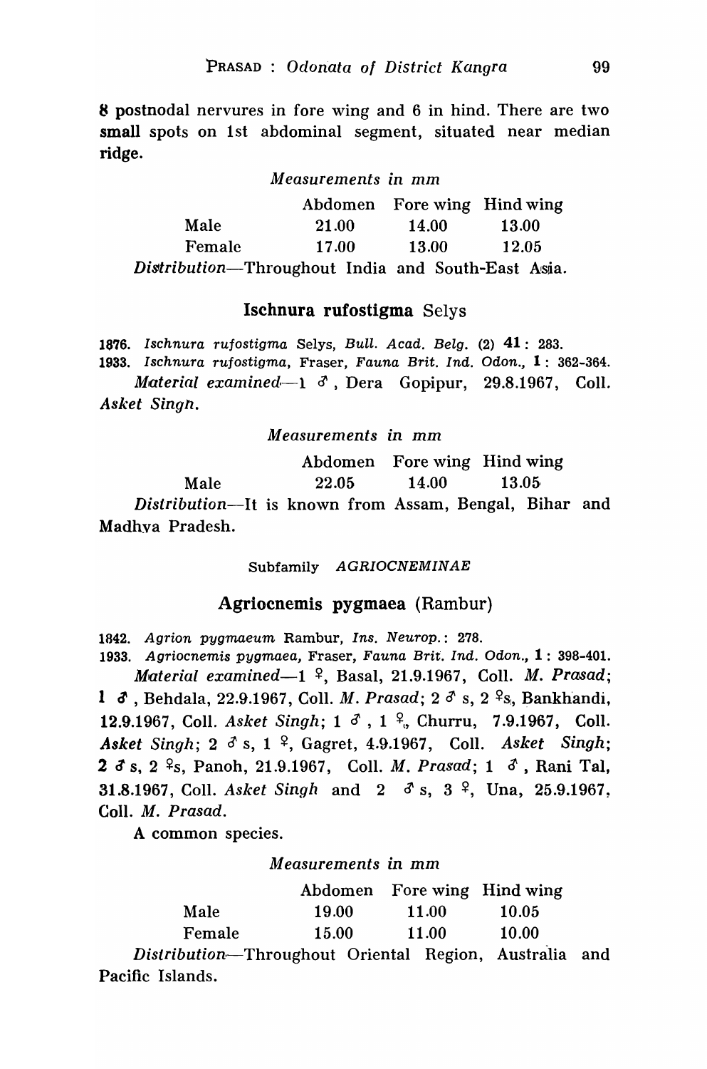8 postnodal nervures in fore wing and 6 in hind. There are two small spots on 1st abdominal segment, situated near median ridge.

*Measurements in mm*

| | Abdomen | Fore wing | Hind wing |
|---|---|---|---|
| Male | 21.00 | 14.00 | 13.00 |
| Female | 17.00 | 13.00 | 12.05 |

*Distribution*—Throughout India and South-East Asia.

## Ischnura rufostigma Selys

1876. *Ischnura rufostigma* Selys, *Bull. Acad. Belg.* (2) **41**: 283.
1933. *Ischnura rufostigma*, Fraser, *Fauna Brit. Ind. Odon.*, **1**: 362-364.

*Material examined*—1 ♂, Dera Gopipur, 29.8.1967, Coll. *Asket Singh.*

*Measurements in mm*

| | Abdomen | Fore wing | Hind wing |
|---|---|---|---|
| Male | 22.05 | 14.00 | 13.05 |

*Distribution*—It is known from Assam, Bengal, Bihar and Madhya Pradesh.

### Subfamily *AGRIOCNEMINAE*

## Agriocnemis pygmaea (Rambur)

1842. *Agrion pygmaeum* Rambur, *Ins. Neurop.*: 278.
1933. *Agriocnemis pygmaea*, Fraser, *Fauna Brit. Ind. Odon.*, **1**: 398-401.

*Material examined*—1 ♀, Basal, 21.9.1967, Coll. *M. Prasad*; 1 ♂, Behdala, 22.9.1967, Coll. *M. Prasad*; 2 ♂ s, 2 ♀s, Bankhandi, 12.9.1967, Coll. *Asket Singh*; 1 ♂, 1 ♀, Churru, 7.9.1967, Coll. *Asket Singh*; 2 ♂ s, 1 ♀, Gagret, 4.9.1967, Coll. *Asket Singh*; 2 ♂ s, 2 ♀s, Panoh, 21.9.1967, Coll. *M. Prasad*; 1 ♂, Rani Tal, 31.8.1967, Coll. *Asket Singh* and 2 ♂ s, 3 ♀, Una, 25.9.1967, Coll. *M. Prasad*.

A common species.

*Measurements in mm*

| | Abdomen | Fore wing | Hind wing |
|---|---|---|---|
| Male | 19.00 | 11.00 | 10.05 |
| Female | 15.00 | 11.00 | 10.00 |

*Distribution*—Throughout Oriental Region, Australia and Pacific Islands.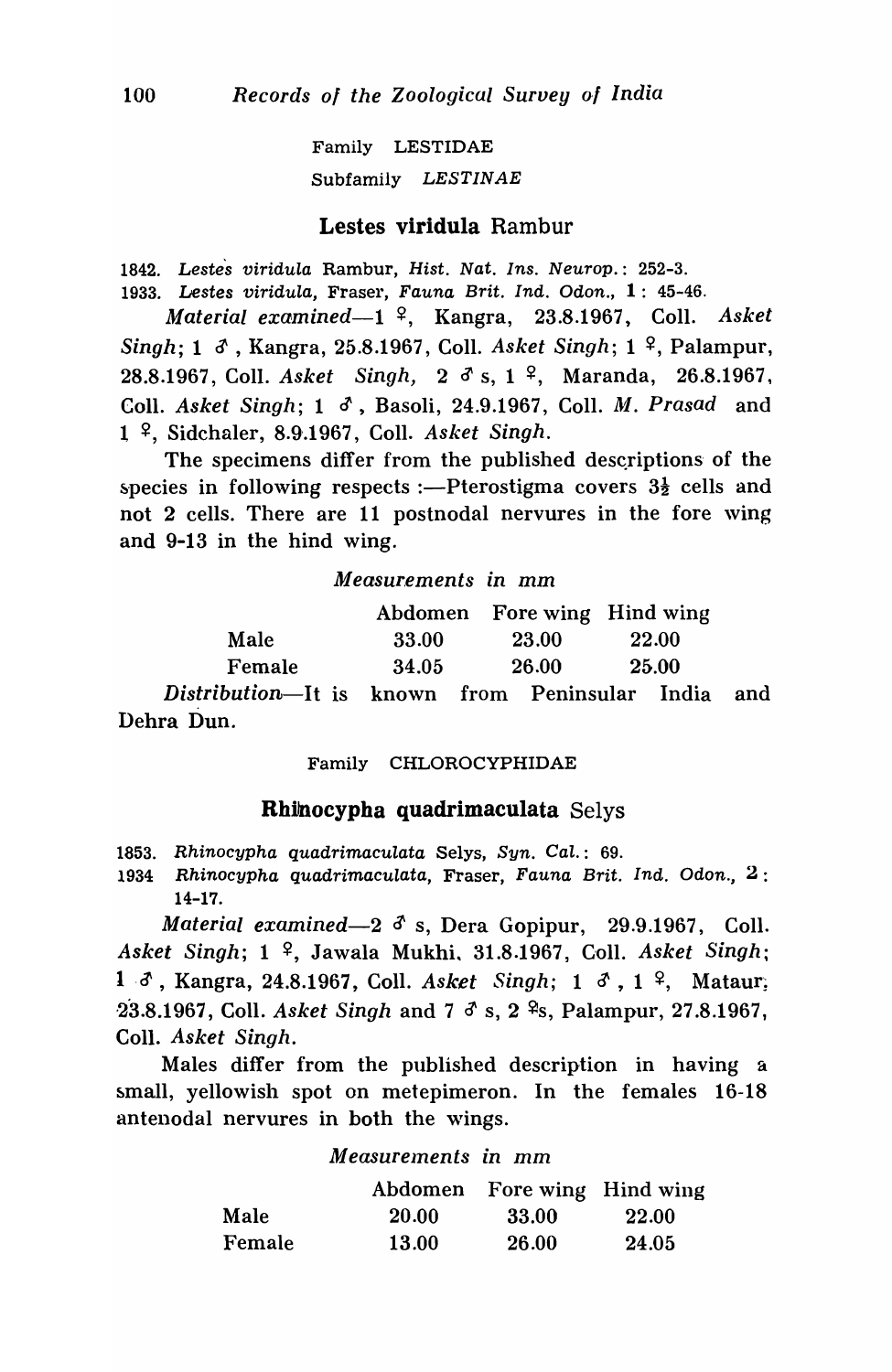Family LESTIDAE

Subfamily *LESTINAE*

### Lestes viridula Rambur

1842. *Lestes viridula* Rambur, *Hist. Nat. Ins. Neurop.*: 252-3.
1933. *Lestes viridula*, Fraser, *Fauna Brit. Ind. Odon.*, **1**: 45-46.

*Material examined*—1 ♀, Kangra, 23.8.1967, Coll. *Asket Singh*; 1 ♂, Kangra, 25.8.1967, Coll. *Asket Singh*; 1 ♀, Palampur, 28.8.1967, Coll. *Asket Singh*, 2 ♂ s, 1 ♀, Maranda, 26.8.1967, Coll. *Asket Singh*; 1 ♂, Basoli, 24.9.1967, Coll. *M. Prasad* and 1 ♀, Sidchaler, 8.9.1967, Coll. *Asket Singh*.

The specimens differ from the published descriptions of the species in following respects :—Pterostigma covers 3½ cells and not 2 cells. There are 11 postnodal nervures in the fore wing and 9-13 in the hind wing.

*Measurements in mm*

| | Abdomen | Fore wing | Hind wing |
|---|---|---|---|
| Male | 33.00 | 23.00 | 22.00 |
| Female | 34.05 | 26.00 | 25.00 |

*Distribution*—It is known from Peninsular India and Dehra Dun.

Family CHLOROCYPHIDAE

### Rhinocypha quadrimaculata Selys

1853. *Rhinocypha quadrimaculata* Selys, *Syn. Cal.*: 69.
1934 *Rhinocypha quadrimaculata*, Fraser, *Fauna Brit. Ind. Odon.*, **2**: 14-17.

*Material examined*—2 ♂ s, Dera Gopipur, 29.9.1967, Coll. *Asket Singh*; 1 ♀, Jawala Mukhi, 31.8.1967, Coll. *Asket Singh*; 1 ♂, Kangra, 24.8.1967, Coll. *Asket Singh*; 1 ♂, 1 ♀, Mataur, 23.8.1967, Coll. *Asket Singh* and 7 ♂ s, 2 ♀s, Palampur, 27.8.1967, Coll. *Asket Singh*.

Males differ from the published description in having a small, yellowish spot on metepimeron. In the females 16-18 antenodal nervures in both the wings.

*Measurements in mm*

| | Abdomen | Fore wing | Hind wing |
|---|---|---|---|
| Male | 20.00 | 33.00 | 22.00 |
| Female | 13.00 | 26.00 | 24.05 |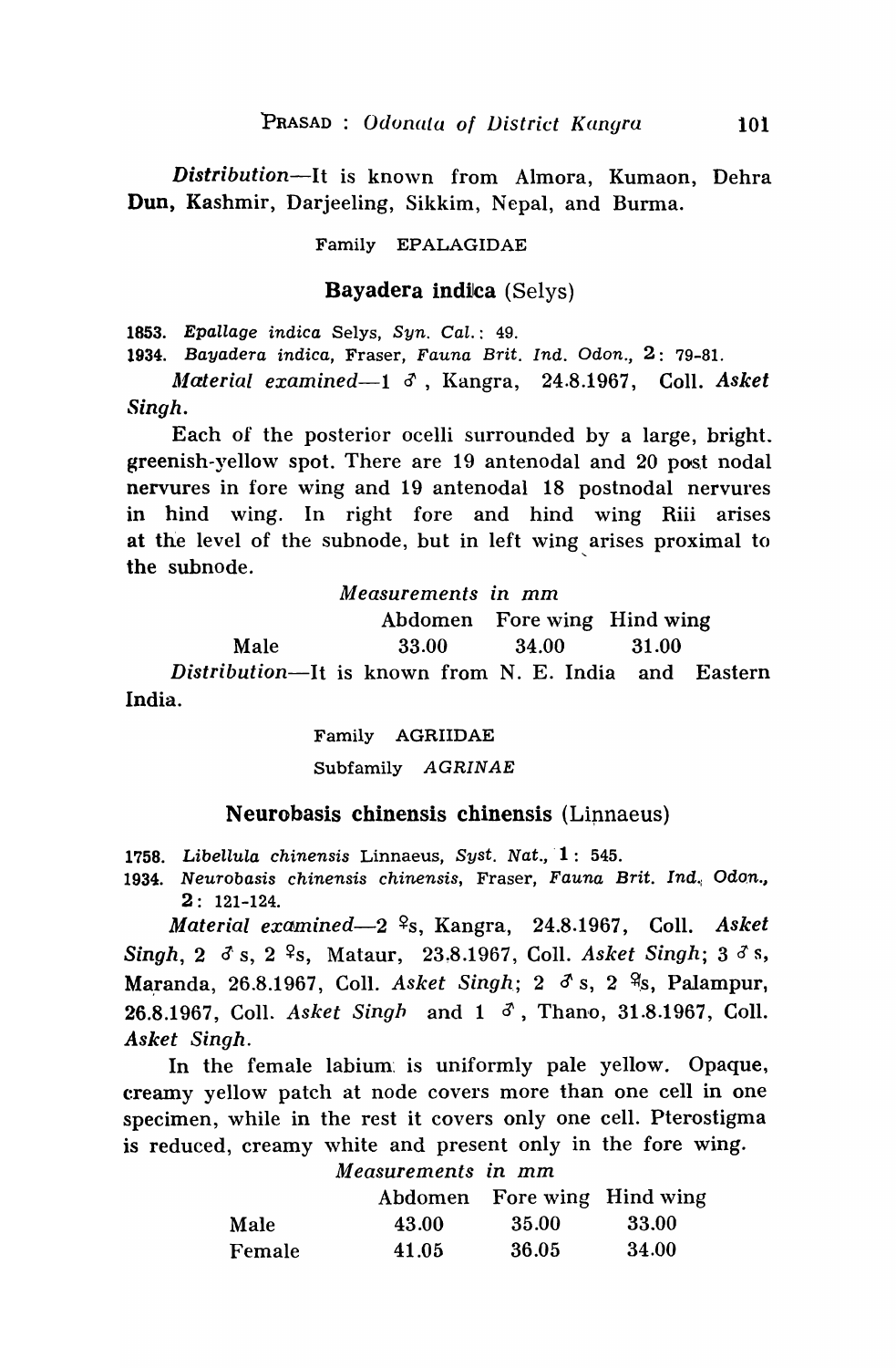*Distribution*—It is known from Almora, Kumaon, Dehra Dun, Kashmir, Darjeeling, Sikkim, Nepal, and Burma.

Family EPALAGIDAE

### Bayadera indica (Selys)

1853. *Epallage indica* Selys, *Syn. Cal.*: 49.
1934. *Bayadera indica*, Fraser, *Fauna Brit. Ind. Odon.*, **2**: 79-81.

*Material examined*—1 ♂, Kangra, 24.8.1967, Coll. *Asket Singh*.

Each of the posterior ocelli surrounded by a large, bright. greenish-yellow spot. There are 19 antenodal and 20 post nodal nervures in fore wing and 19 antenodal 18 postnodal nervures in hind wing. In right fore and hind wing Riii arises at the level of the subnode, but in left wing arises proximal to the subnode.

*Measurements in mm*

| | Abdomen | Fore wing | Hind wing |
|---|---|---|---|
| Male | 33.00 | 34.00 | 31.00 |

*Distribution*—It is known from N. E. India and Eastern India.

Family AGRIIDAE

Subfamily *AGRINAE*

### Neurobasis chinensis chinensis (Linnaeus)

1758. *Libellula chinensis* Linnaeus, *Syst. Nat.*, **1**: 545.
1934. *Neurobasis chinensis chinensis*, Fraser, *Fauna Brit. Ind. Odon.*, **2**: 121-124.

*Material examined*—2 ♀s, Kangra, 24.8.1967, Coll. *Asket Singh*, 2 ♂s, 2 ♀s, Mataur, 23.8.1967, Coll. *Asket Singh*; 3 ♂s, Maranda, 26.8.1967, Coll. *Asket Singh*; 2 ♂s, 2 ♀s, Palampur, 26.8.1967, Coll. *Asket Singh* and 1 ♂, Thano, 31.8.1967, Coll. *Asket Singh*.

In the female labium is uniformly pale yellow. Opaque, creamy yellow patch at node covers more than one cell in one specimen, while in the rest it covers only one cell. Pterostigma is reduced, creamy white and present only in the fore wing.

*Measurements in mm*

| | Abdomen | Fore wing | Hind wing |
|---|---|---|---|
| Male | 43.00 | 35.00 | 33.00 |
| Female | 41.05 | 36.05 | 34.00 |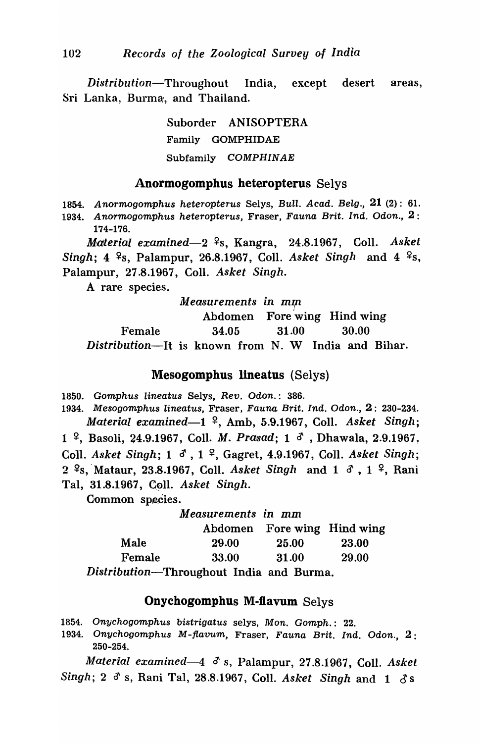*Distribution*—Throughout India, except desert areas, Sri Lanka, Burma, and Thailand.

Suborder ANISOPTERA

Family GOMPHIDAE

Subfamily *COMPHINAE*

## Anormogomphus heteropterus Selys

1854. *Anormogomphus heteropterus* Selys, *Bull. Acad. Belg.*, **21** (2): 61.
1934. *Anormogomphus heteropterus*, Fraser, *Fauna Brit. Ind. Odon.*, **2**: 174-176.

*Material examined*—2 ♀s, Kangra, 24.8.1967, Coll. *Asket Singh*; 4 ♀s, Palampur, 26.8.1967, Coll. *Asket Singh* and 4 ♀s, Palampur, 27.8.1967, Coll. *Asket Singh*.

A rare species.

*Measurements in mm*

| | Abdomen | Fore wing | Hind wing |
|---|---|---|---|
| Female | 34.05 | 31.00 | 30.00 |

*Distribution*—It is known from N. W India and Bihar.

## Mesogomphus lineatus (Selys)

1850. *Gomphus lineatus* Selys, *Rev. Odon.*: 386.
1934. *Mesogomphus lineatus*, Fraser, *Fauna Brit. Ind. Odon.*, **2**: 230-234.

*Material examined*—1 ♀, Amb, 5.9.1967, Coll. *Asket Singh*; 1 ♀, Basoli, 24.9.1967, Coll. *M. Prasad*; 1 ♂, Dhawala, 2.9.1967, Coll. *Asket Singh*; 1 ♂, 1 ♀, Gagret, 4.9.1967, Coll. *Asket Singh*; 2 ♀s, Mataur, 23.8.1967, Coll. *Asket Singh* and 1 ♂, 1 ♀, Rani Tal, 31.8.1967, Coll. *Asket Singh*.

Common species.

*Measurements in mm*

| | Abdomen | Fore wing | Hind wing |
|---|---|---|---|
| Male | 29.00 | 25.00 | 23.00 |
| Female | 33.00 | 31.00 | 29.00 |

*Distribution*—Throughout India and Burma.

## Onychogomphus M-flavum Selys

1854. *Onychogomphus bistrigatus* selys, *Mon. Gomph.*: 22.
1934. *Onychogomphus M-flavum*, Fraser, *Fauna Brit. Ind. Odon.*, **2**: 250-254.

*Material examined*—4 ♂ s, Palampur, 27.8.1967, Coll. *Asket Singh*; 2 ♂ s, Rani Tal, 28.8.1967, Coll. *Asket Singh* and 1 ♂s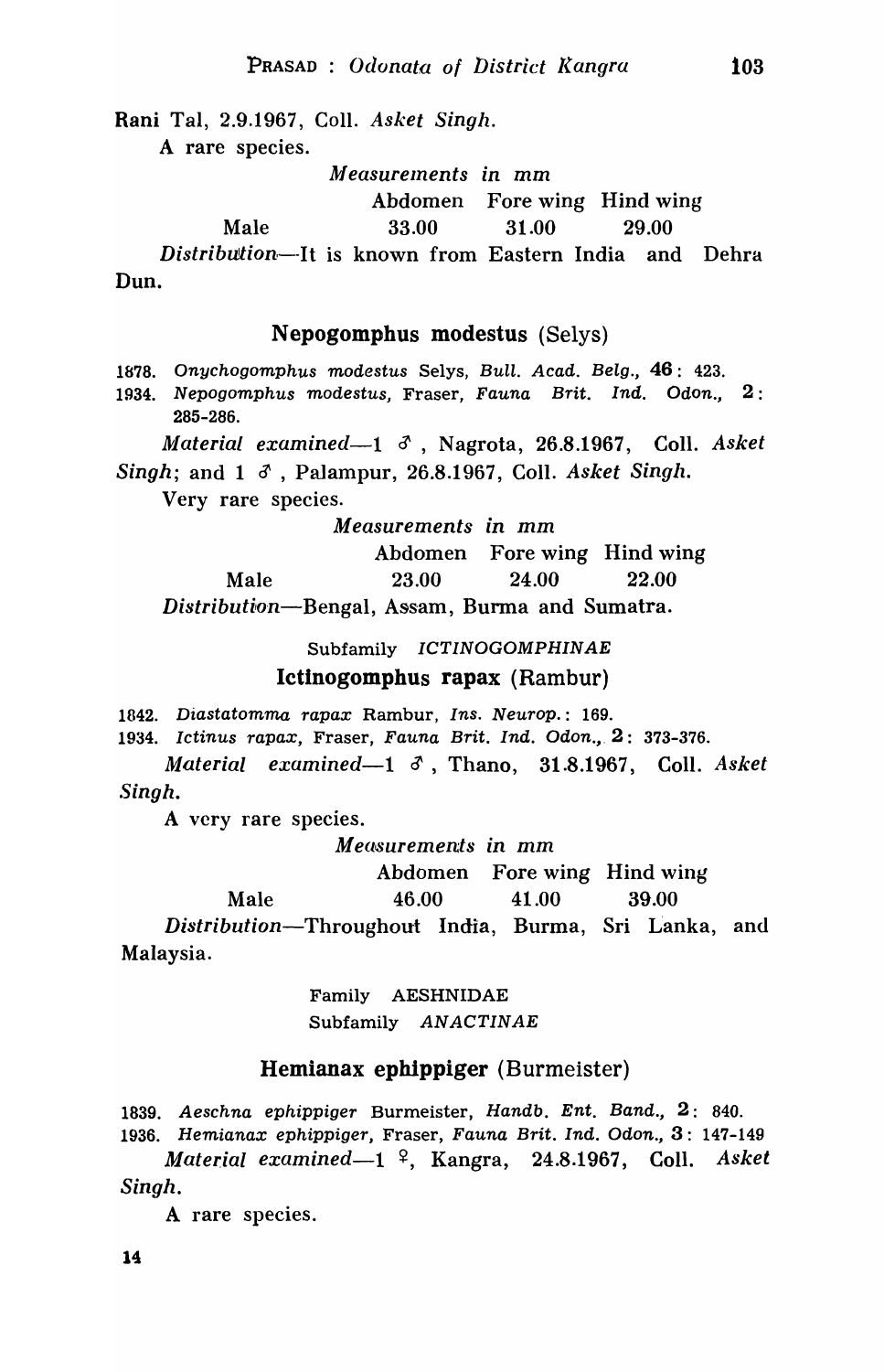Rani Tal, 2.9.1967, Coll. *Asket Singh*.

A rare species.

*Measurements in mm*

| | Abdomen | Fore wing | Hind wing |
|---|---|---|---|
| Male | 33.00 | 31.00 | 29.00 |

*Distribution*—It is known from Eastern India and Dehra Dun.

### Nepogomphus modestus (Selys)

1878. *Onychogomphus modestus* Selys, *Bull. Acad. Belg.*, **46**: 423.
1934. *Nepogomphus modestus*, Fraser, *Fauna Brit. Ind. Odon.*, **2**: 285-286.

*Material examined*—1 ♂, Nagrota, 26.8.1967, Coll. *Asket Singh*; and 1 ♂, Palampur, 26.8.1967, Coll. *Asket Singh*.

Very rare species.

*Measurements in mm*

| | Abdomen | Fore wing | Hind wing |
|---|---|---|---|
| Male | 23.00 | 24.00 | 22.00 |

*Distribution*—Bengal, Assam, Burma and Sumatra.

Subfamily *ICTINOGOMPHINAE*

### Ictinogomphus rapax (Rambur)

1842. *Diastatomma rapax* Rambur, *Ins. Neurop.*: 169.
1934. *Ictinus rapax*, Fraser, *Fauna Brit. Ind. Odon.*, **2**: 373-376.

*Material examined*—1 ♂, Thano, 31.8.1967, Coll. *Asket Singh*.

A very rare species.

*Measurements in mm*

| | Abdomen | Fore wing | Hind wing |
|---|---|---|---|
| Male | 46.00 | 41.00 | 39.00 |

*Distribution*—Throughout India, Burma, Sri Lanka, and Malaysia.

Family AESHNIDAE
Subfamily *ANACTINAE*

### Hemianax ephippiger (Burmeister)

1839. *Aeschna ephippiger* Burmeister, *Handb. Ent. Band.*, **2**: 840.
1936. *Hemianax ephippiger*, Fraser, *Fauna Brit. Ind. Odon.*, **3**: 147-149

*Material examined*—1 ♀, Kangra, 24.8.1967, Coll. *Asket Singh*.

A rare species.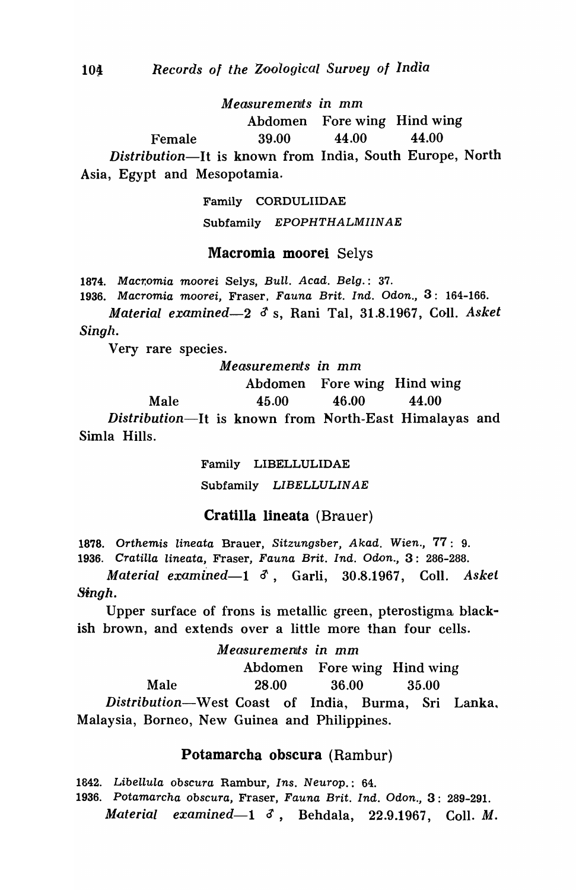*Measurements in mm*

| | Abdomen | Fore wing | Hind wing |
|---|---|---|---|
| Female | 39.00 | 44.00 | 44.00 |

*Distribution*—It is known from India, South Europe, North Asia, Egypt and Mesopotamia.

Family CORDULIIDAE

Subfamily *EPOPHTHALMIINAE*

### Macromia moorei Selys

1874. *Macromia moorei* Selys, *Bull. Acad. Belg.*: 37.
1936. *Macromia moorei*, Fraser, *Fauna Brit. Ind. Odon.*, 3: 164-166.

*Material examined*—2 ♂ s, Rani Tal, 31.8.1967, Coll. *Asket Singh*.

Very rare species.

*Measurements in mm*

| | Abdomen | Fore wing | Hind wing |
|---|---|---|---|
| Male | 45.00 | 46.00 | 44.00 |

*Distribution*—It is known from North-East Himalayas and Simla Hills.

Family LIBELLULIDAE

Subfamily *LIBELLULINAE*

### Cratilla lineata (Brauer)

1878. *Orthemis lineata* Brauer, *Sitzungsber, Akad. Wien.*, 77: 9.
1936. *Cratilla lineata*, Fraser, *Fauna Brit. Ind. Odon.*, 3: 286-288.

*Material examined*—1 ♂, Garli, 30.8.1967, Coll. *Asket Singh*.

Upper surface of frons is metallic green, pterostigma blackish brown, and extends over a little more than four cells.

*Measurements in mm*

| | Abdomen | Fore wing | Hind wing |
|---|---|---|---|
| Male | 28.00 | 36.00 | 35.00 |

*Distribution*—West Coast of India, Burma, Sri Lanka, Malaysia, Borneo, New Guinea and Philippines.

### Potamarcha obscura (Rambur)

1842. *Libellula obscura* Rambur, *Ins. Neurop.*: 64.
1936. *Potamarcha obscura*, Fraser, *Fauna Brit. Ind. Odon.*, 3: 289-291.

*Material examined*—1 ♂, Behdala, 22.9.1967, Coll. *M.*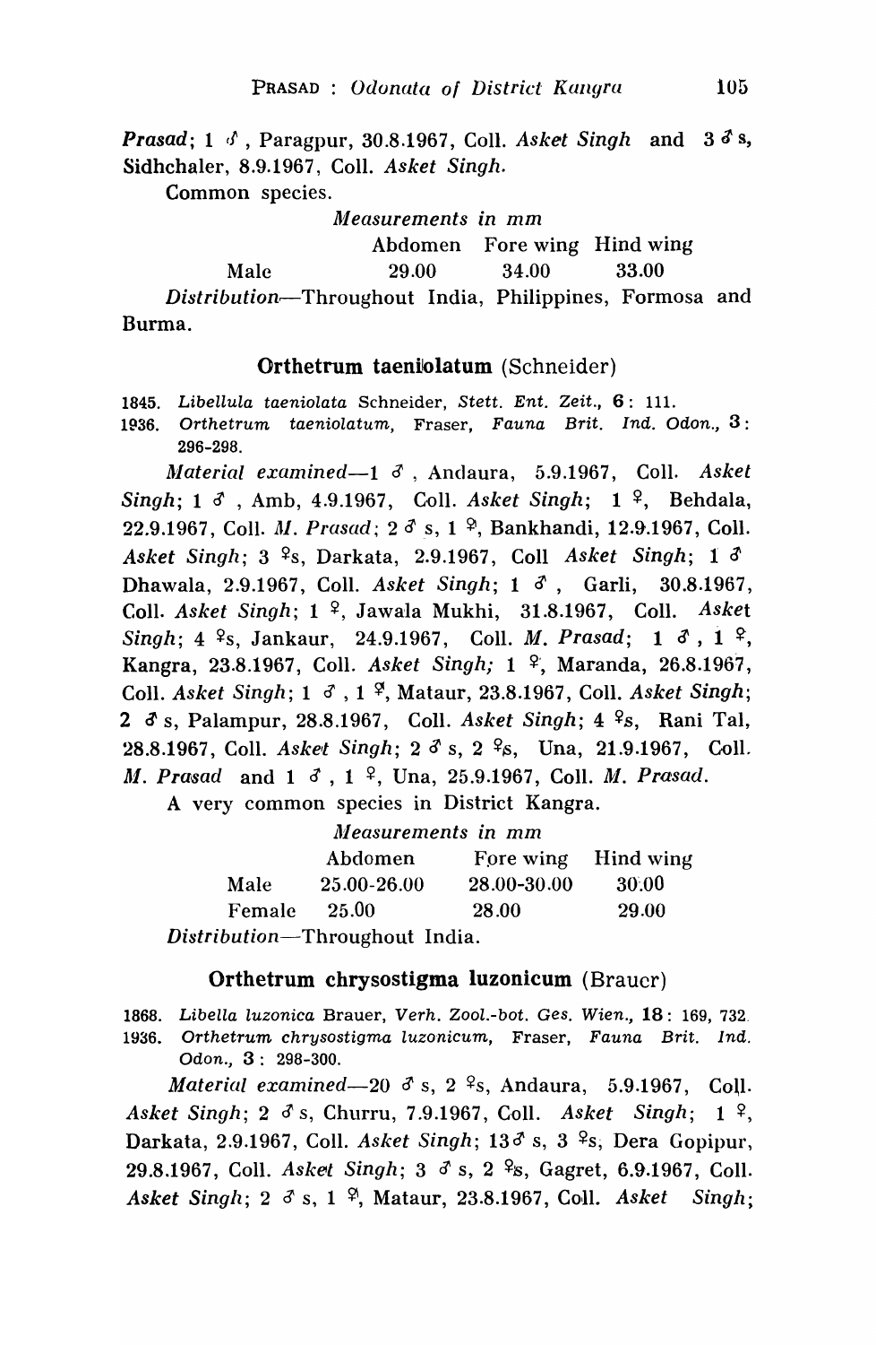*Prasad*; 1 ♂, Paragpur, 30.8.1967, Coll. *Asket Singh* and 3 ♂s, Sidhchaler, 8.9.1967, Coll. *Asket Singh*.

Common species.

*Measurements in mm*

| | Abdomen | Fore wing | Hind wing |
|---|---|---|---|
| Male | 29.00 | 34.00 | 33.00 |

*Distribution*—Throughout India, Philippines, Formosa and Burma.

## Orthetrum taeniolatum (Schneider)

1845. *Libellula taeniolata* Schneider, *Stett. Ent. Zeit.*, **6**: 111.
1936. *Orthetrum taeniolatum*, Fraser, *Fauna Brit. Ind. Odon.*, **3**: 296-298.

*Material examined*—1 ♂, Andaura, 5.9.1967, Coll. *Asket Singh*; 1 ♂, Amb, 4.9.1967, Coll. *Asket Singh*; 1 ♀, Behdala, 22.9.1967, Coll. *M. Prasad*; 2 ♂ s, 1 ♀, Bankhandi, 12.9.1967, Coll. *Asket Singh*; 3 ♀s, Darkata, 2.9.1967, Coll *Asket Singh*; 1 ♂ Dhawala, 2.9.1967, Coll. *Asket Singh*; 1 ♂, Garli, 30.8.1967, Coll. *Asket Singh*; 1 ♀, Jawala Mukhi, 31.8.1967, Coll. *Asket Singh*; 4 ♀s, Jankaur, 24.9.1967, Coll. *M. Prasad*; 1 ♂, 1 ♀, Kangra, 23.8.1967, Coll. *Asket Singh;* 1 ♀, Maranda, 26.8.1967, Coll. *Asket Singh*; 1 ♂, 1 ♀, Mataur, 23.8.1967, Coll. *Asket Singh*; 2 ♂ s, Palampur, 28.8.1967, Coll. *Asket Singh*; 4 ♀s, Rani Tal, 28.8.1967, Coll. *Asket Singh*; 2 ♂ s, 2 ♀s, Una, 21.9.1967, Coll. *M. Prasad* and 1 ♂, 1 ♀, Una, 25.9.1967, Coll. *M. Prasad*.

A very common species in District Kangra.

*Measurements in mm*

| | Abdomen | Fore wing | Hind wing |
|---|---|---|---|
| Male | 25.00-26.00 | 28.00-30.00 | 30.00 |
| Female | 25.00 | 28.00 | 29.00 |

*Distribution*—Throughout India.

## Orthetrum chrysostigma luzonicum (Brauer)

1868. *Libella luzonica* Brauer, *Verh. Zool.-bot. Ges. Wien.*, **18**: 169, 732.
1936. *Orthetrum chrysostigma luzonicum*, Fraser, *Fauna Brit. Ind. Odon.*, **3**: 298-300.

*Material examined*—20 ♂ s, 2 ♀s, Andaura, 5.9.1967, Coll. *Asket Singh*; 2 ♂ s, Churru, 7.9.1967, Coll. *Asket Singh*; 1 ♀, Darkata, 2.9.1967, Coll. *Asket Singh*; 13♂ s, 3 ♀s, Dera Gopipur, 29.8.1967, Coll. *Asket Singh*; 3 ♂ s, 2 ♀s, Gagret, 6.9.1967, Coll. *Asket Singh*; 2 ♂ s, 1 ♀, Mataur, 23.8.1967, Coll. *Asket Singh*;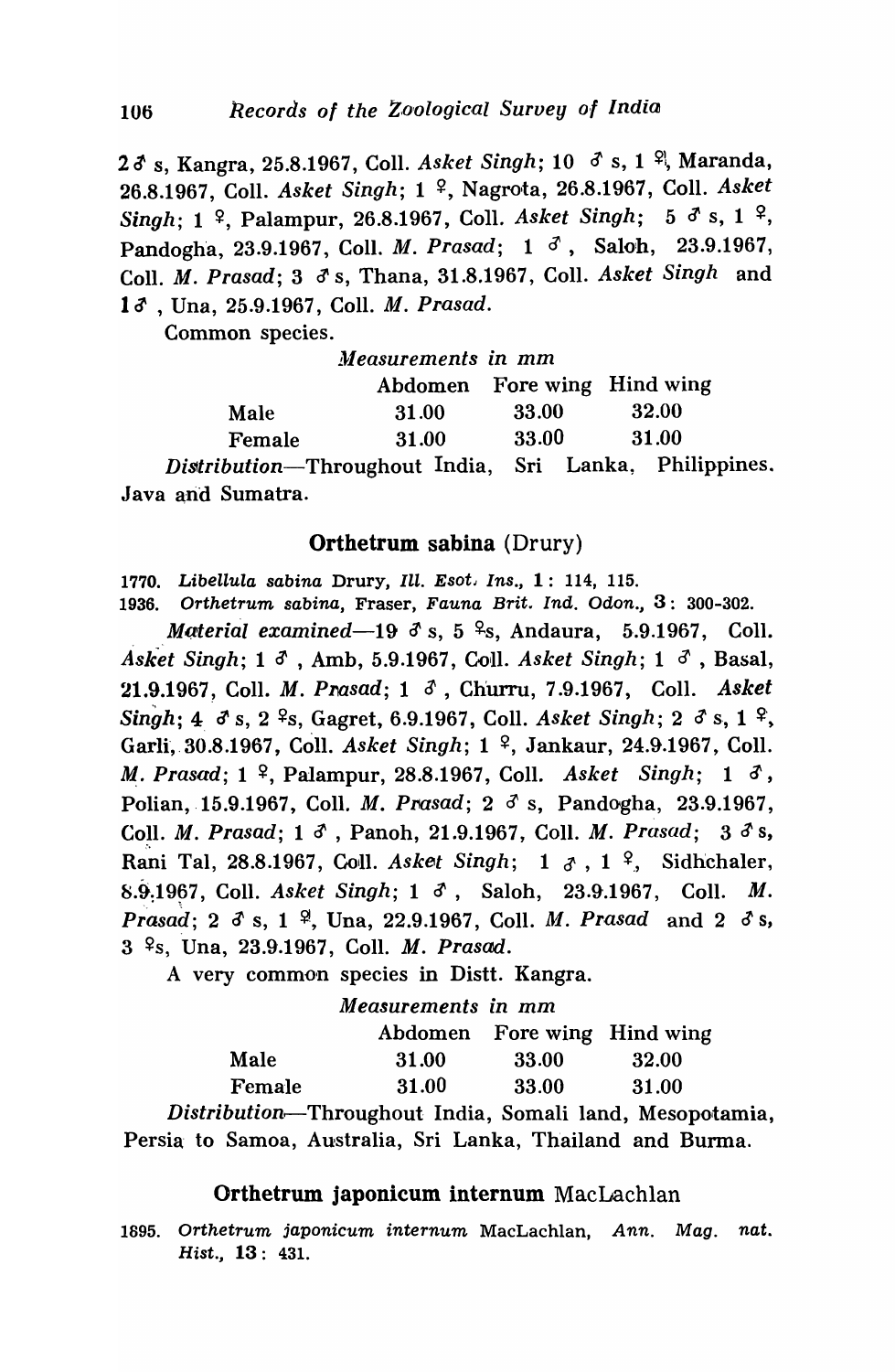2 ♂ s, Kangra, 25.8.1967, Coll. *Asket Singh*; 10 ♂ s, 1 ♀, Maranda, 26.8.1967, Coll. *Asket Singh*; 1 ♀, Nagrota, 26.8.1967, Coll. *Asket Singh*; 1 ♀, Palampur, 26.8.1967, Coll. *Asket Singh*; 5 ♂ s, 1 ♀, Pandogha, 23.9.1967, Coll. *M. Prasad*; 1 ♂, Saloh, 23.9.1967, Coll. *M. Prasad*; 3 ♂ s, Thana, 31.8.1967, Coll. *Asket Singh* and 1 ♂, Una, 25.9.1967, Coll. *M. Prasad*.

Common species.

*Measurements in mm*

| | Abdomen | Fore wing | Hind wing |
|---|---|---|---|
| Male | 31.00 | 33.00 | 32.00 |
| Female | 31.00 | 33.00 | 31.00 |

*Distribution*—Throughout India, Sri Lanka, Philippines. Java and Sumatra.

## Orthetrum sabina (Drury)

1770. *Libellula sabina* Drury, *Ill. Esot. Ins.*, **1**: 114, 115.
1936. *Orthetrum sabina*, Fraser, *Fauna Brit. Ind. Odon.*, **3**: 300-302.

*Material examined*—19 ♂ s, 5 ♀s, Andaura, 5.9.1967, Coll. *Asket Singh*; 1 ♂, Amb, 5.9.1967, Coll. *Asket Singh*; 1 ♂, Basal, 21.9.1967, Coll. *M. Prasad*; 1 ♂, Churru, 7.9.1967, Coll. *Asket Singh*; 4 ♂ s, 2 ♀s, Gagret, 6.9.1967, Coll. *Asket Singh*; 2 ♂ s, 1 ♀, Garli, 30.8.1967, Coll. *Asket Singh*; 1 ♀, Jankaur, 24.9.1967, Coll. *M. Prasad*; 1 ♀, Palampur, 28.8.1967, Coll. *Asket Singh*; 1 ♂, Polian, 15.9.1967, Coll. *M. Prasad*; 2 ♂ s, Pandogha, 23.9.1967, Coll. *M. Prasad*; 1 ♂, Panoh, 21.9.1967, Coll. *M. Prasad*; 3 ♂ s, Rani Tal, 28.8.1967, Coll. *Asket Singh*; 1 ♂, 1 ♀, Sidhchaler, 8.9.1967, Coll. *Asket Singh*; 1 ♂, Saloh, 23.9.1967, Coll. *M. Prasad*; 2 ♂ s, 1 ♀, Una, 22.9.1967, Coll. *M. Prasad* and 2 ♂ s, 3 ♀s, Una, 23.9.1967, Coll. *M. Prasad*.

A very common species in Distt. Kangra.

*Measurements in mm*

| | Abdomen | Fore wing | Hind wing |
|---|---|---|---|
| Male | 31.00 | 33.00 | 32.00 |
| Female | 31.00 | 33.00 | 31.00 |

*Distribution*—Throughout India, Somali land, Mesopotamia, Persia to Samoa, Australia, Sri Lanka, Thailand and Burma.

## Orthetrum japonicum internum MacLachlan

1895. *Orthetrum japonicum internum* MacLachlan, *Ann. Mag. nat. Hist.*, **13**: 431.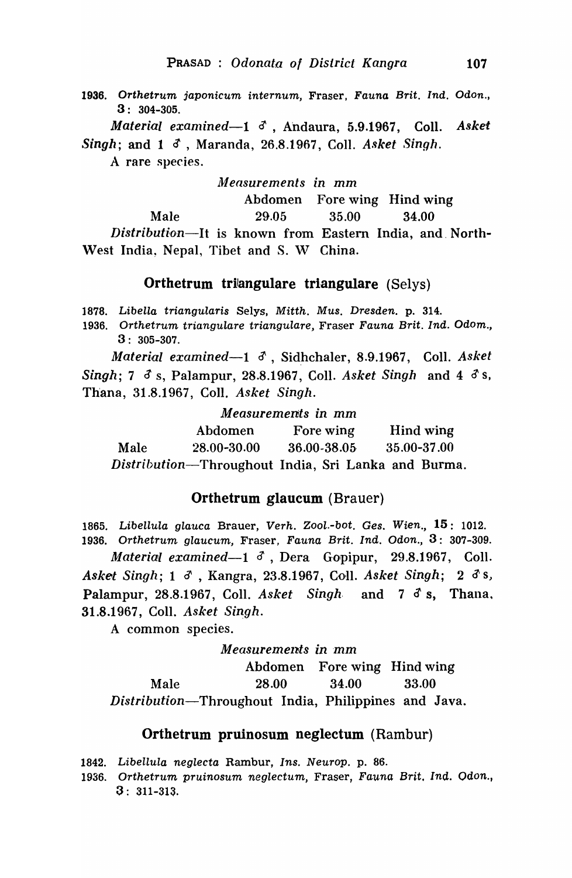1936. *Orthetrum japonicum internum*, Fraser, *Fauna Brit. Ind. Odon.*, **3**: 304-305.

*Material examined*—1 ♂, Andaura, 5.9.1967, Coll. *Asket Singh*; and 1 ♂, Maranda, 26.8.1967, Coll. *Asket Singh*.

A rare species.

*Measurements in mm*

| | Abdomen | Fore wing | Hind wing |
|---|---|---|---|
| Male | 29.05 | 35.00 | 34.00 |

*Distribution*—It is known from Eastern India, and North-West India, Nepal, Tibet and S. W China.

### Orthetrum triangulare triangulare (Selys)

1878. *Libella triangularis* Selys, *Mitth. Mus. Dresden.* p. 314.
1936. *Orthetrum triangulare triangulare*, Fraser *Fauna Brit. Ind. Odom.*, **3**: 305-307.

*Material examined*—1 ♂, Sidhchaler, 8.9.1967, Coll. *Asket Singh*; 7 ♂ s, Palampur, 28.8.1967, Coll. *Asket Singh* and 4 ♂ s, Thana, 31.8.1967, Coll. *Asket Singh*.

*Measurements in mm*

| | Abdomen | Fore wing | Hind wing |
|---|---|---|---|
| Male | 28.00-30.00 | 36.00-38.05 | 35.00-37.00 |

*Distribution*—Throughout India, Sri Lanka and Burma.

### Orthetrum glaucum (Brauer)

1865. *Libellula glauca* Brauer, *Verh. Zool.-bot. Ges. Wien.*, **15**: 1012.
1936. *Orthetrum glaucum*, Fraser, *Fauna Brit. Ind. Odon.*, **3**: 307-309.

*Material examined*—1 ♂, Dera Gopipur, 29.8.1967, Coll. *Asket Singh*; 1 ♂, Kangra, 23.8.1967, Coll. *Asket Singh*; 2 ♂ s, Palampur, 28.8.1967, Coll. *Asket Singh* and 7 ♂ s, Thana, 31.8.1967, Coll. *Asket Singh*.

A common species.

*Measurements in mm*

| | Abdomen | Fore wing | Hind wing |
|---|---|---|---|
| Male | 28.00 | 34.00 | 33.00 |

*Distribution*—Throughout India, Philippines and Java.

### Orthetrum pruinosum neglectum (Rambur)

1842. *Libellula neglecta* Rambur, *Ins. Neurop.* p. 86.
1936. *Orthetrum pruinosum neglectum*, Fraser, *Fauna Brit. Ind. Odon.*, **3**: 311-313.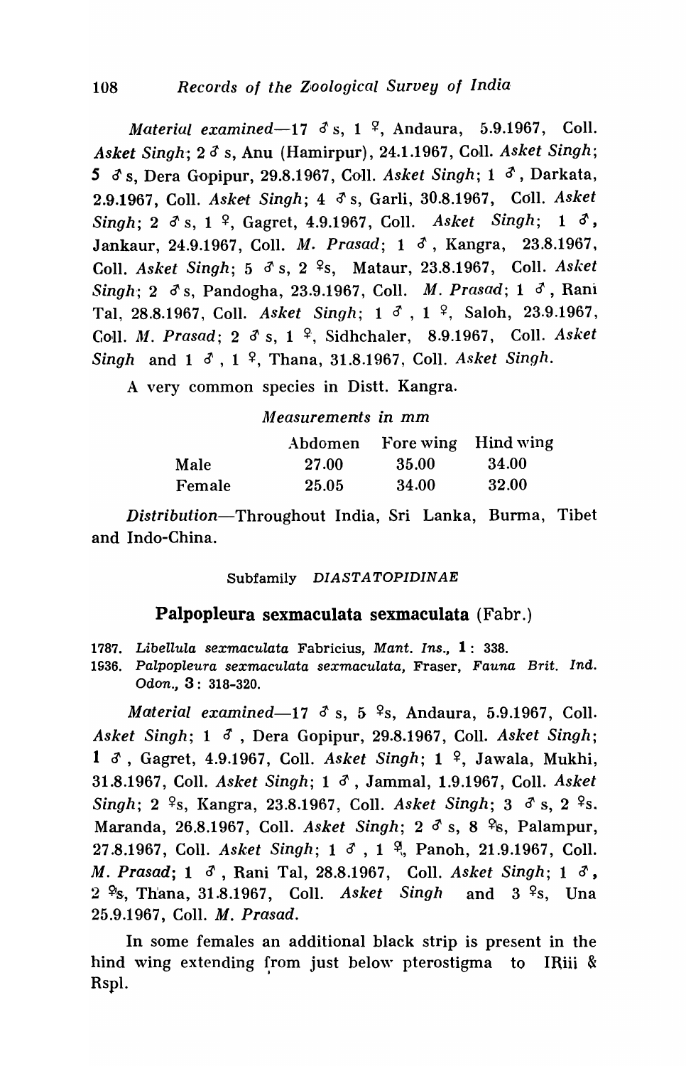*Material examined*—17 ♂ s, 1 ♀, Andaura, 5.9.1967, Coll. *Asket Singh*; 2 ♂ s, Anu (Hamirpur), 24.1.1967, Coll. *Asket Singh*; 5 ♂ s, Dera Gopipur, 29.8.1967, Coll. *Asket Singh*; 1 ♂, Darkata, 2.9.1967, Coll. *Asket Singh*; 4 ♂ s, Garli, 30.8.1967, Coll. *Asket Singh*; 2 ♂ s, 1 ♀, Gagret, 4.9.1967, Coll. *Asket Singh*; 1 ♂, Jankaur, 24.9.1967, Coll. *M. Prasad*; 1 ♂, Kangra, 23.8.1967, Coll. *Asket Singh*; 5 ♂ s, 2 ♀s, Mataur, 23.8.1967, Coll. *Asket Singh*; 2 ♂ s, Pandogha, 23.9.1967, Coll. *M. Prasad*; 1 ♂, Rani Tal, 28.8.1967, Coll. *Asket Singh*; 1 ♂, 1 ♀, Saloh, 23.9.1967, Coll. *M. Prasad*; 2 ♂ s, 1 ♀, Sidhchaler, 8.9.1967, Coll. *Asket Singh* and 1 ♂, 1 ♀, Thana, 31.8.1967, Coll. *Asket Singh*.

A very common species in Distt. Kangra.

*Measurements in mm*

| | Abdomen | Fore wing | Hind wing |
|---|---|---|---|
| Male | 27.00 | 35.00 | 34.00 |
| Female | 25.05 | 34.00 | 32.00 |

*Distribution*—Throughout India, Sri Lanka, Burma, Tibet and Indo-China.

Subfamily *DIASTATOPIDINAE*

### Palpopleura sexmaculata sexmaculata (Fabr.)

1787. *Libellula sexmaculata* Fabricius, *Mant. Ins.*, **1**: 338.
1936. *Palpopleura sexmaculata sexmaculata*, Fraser, *Fauna Brit. Ind. Odon.*, **3**: 318-320.

*Material examined*—17 ♂ s, 5 ♀s, Andaura, 5.9.1967, Coll. *Asket Singh*; 1 ♂, Dera Gopipur, 29.8.1967, Coll. *Asket Singh*; 1 ♂, Gagret, 4.9.1967, Coll. *Asket Singh*; 1 ♀, Jawala, Mukhi, 31.8.1967, Coll. *Asket Singh*; 1 ♂, Jammal, 1.9.1967, Coll. *Asket Singh*; 2 ♀s, Kangra, 23.8.1967, Coll. *Asket Singh*; 3 ♂ s, 2 ♀s. Maranda, 26.8.1967, Coll. *Asket Singh*; 2 ♂ s, 8 ♀s, Palampur, 27.8.1967, Coll. *Asket Singh*; 1 ♂, 1 ♀, Panoh, 21.9.1967, Coll. *M. Prasad*; 1 ♂, Rani Tal, 28.8.1967, Coll. *Asket Singh*; 1 ♂, 2 ♀s, Thana, 31.8.1967, Coll. *Asket Singh* and 3 ♀s, Una 25.9.1967, Coll. *M. Prasad*.

In some females an additional black strip is present in the hind wing extending from just below pterostigma to IRiii & Rspl.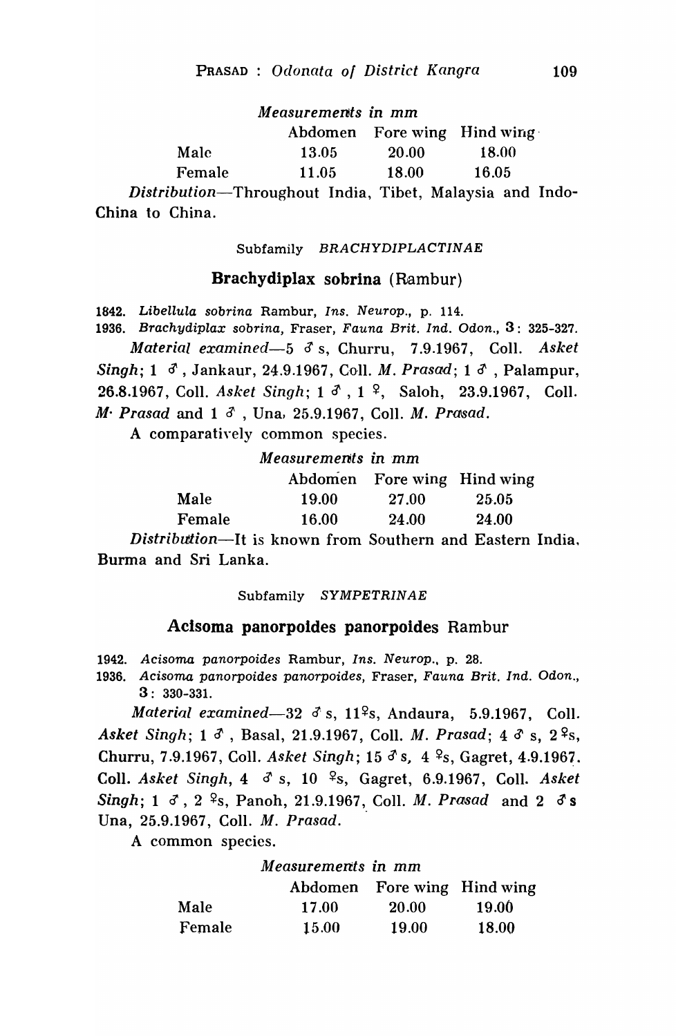*Measurements in mm*

| | Abdomen | Fore wing | Hind wing |
|---|---|---|---|
| Male | 13.05 | 20.00 | 18.00 |
| Female | 11.05 | 18.00 | 16.05 |

*Distribution*—Throughout India, Tibet, Malaysia and Indo-China to China.

Subfamily *BRACHYDIPLACTINAE*

## Brachydiplax sobrina (Rambur)

1842. *Libellula sobrina* Rambur, *Ins. Neurop.*, p. 114.
1936. *Brachydiplax sobrina*, Fraser, *Fauna Brit. Ind. Odon.*, **3**: 325-327.

*Material examined*—5 ♂ s, Churru, 7.9.1967, Coll. *Asket Singh*; 1 ♂ , Jankaur, 24.9.1967, Coll. *M. Prasad*; 1 ♂ , Palampur, 26.8.1967, Coll. *Asket Singh*; 1 ♂ , 1 ♀, Saloh, 23.9.1967, Coll. *M. Prasad* and 1 ♂ , Una, 25.9.1967, Coll. *M. Prasad*.

A comparatively common species.

*Measurements in mm*

| | Abdomen | Fore wing | Hind wing |
|---|---|---|---|
| Male | 19.00 | 27.00 | 25.05 |
| Female | 16.00 | 24.00 | 24.00 |

*Distribution*—It is known from Southern and Eastern India, Burma and Sri Lanka.

Subfamily *SYMPETRINAE*

## Acisoma panorpoides panorpoides Rambur

1942. *Acisoma panorpoides* Rambur, *Ins. Neurop.*, p. 28.
1936. *Acisoma panorpoides panorpoides*, Fraser, *Fauna Brit. Ind. Odon.*, **3**: 330-331.

*Material examined*—32 ♂ s, 11♀s, Andaura, 5.9.1967, Coll. *Asket Singh*; 1 ♂ , Basal, 21.9.1967, Coll. *M. Prasad*; 4 ♂ s, 2 ♀s, Churru, 7.9.1967, Coll. *Asket Singh*; 15 ♂ s, 4 ♀s, Gagret, 4.9.1967. Coll. *Asket Singh*, 4 ♂ s, 10 ♀s, Gagret, 6.9.1967, Coll. *Asket Singh*; 1 ♂ , 2 ♀s, Panoh, 21.9.1967, Coll. *M. Prasad* and 2 ♂ s Una, 25.9.1967, Coll. *M. Prasad*.

A common species.

*Measurements in mm*

| | Abdomen | Fore wing | Hind wing |
|---|---|---|---|
| Male | 17.00 | 20.00 | 19.00 |
| Female | 15.00 | 19.00 | 18.00 |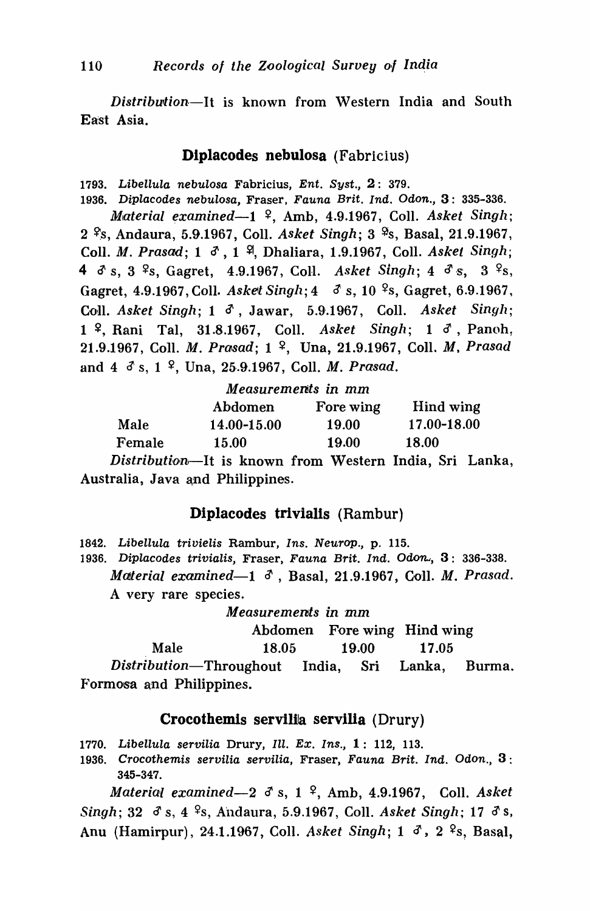*Distribution*—It is known from Western India and South East Asia.

## Diplacodes nebulosa (Fabricius)

1793. *Libellula nebulosa* Fabricius, *Ent. Syst.*, **2**: 379.

1936. *Diplacodes nebulosa*, Fraser, *Fauna Brit. Ind. Odon.*, **3**: 335-336.

*Material examined*—1 ♀, Amb, 4.9.1967, Coll. *Asket Singh*; 2 ♀s, Andaura, 5.9.1967, Coll. *Asket Singh*; 3 ♀s, Basal, 21.9.1967, Coll. *M. Prasad*; 1 ♂, 1 ♀, Dhaliara, 1.9.1967, Coll. *Asket Singh*; 4 ♂s, 3 ♀s, Gagret, 4.9.1967, Coll. *Asket Singh*; 4 ♂s, 3 ♀s, Gagret, 4.9.1967, Coll. *Asket Singh*; 4 ♂s, 10 ♀s, Gagret, 6.9.1967, Coll. *Asket Singh*; 1 ♂, Jawar, 5.9.1967, Coll. *Asket Singh*; 1 ♀, Rani Tal, 31.8.1967, Coll. *Asket Singh*; 1 ♂, Panoh, 21.9.1967, Coll. *M. Prasad*; 1 ♀, Una, 21.9.1967, Coll. *M. Prasad* and 4 ♂s, 1 ♀, Una, 25.9.1967, Coll. *M. Prasad*.

*Measurements in mm*

| | Abdomen | Fore wing | Hind wing |
|---|---|---|---|
| Male | 14.00-15.00 | 19.00 | 17.00-18.00 |
| Female | 15.00 | 19.00 | 18.00 |

*Distribution*—It is known from Western India, Sri Lanka, Australia, Java and Philippines.

## Diplacodes trivialis (Rambur)

1842. *Libellula trivielis* Rambur, *Ins. Neurop.*, p. 115.

1936. *Diplacodes trivialis*, Fraser, *Fauna Brit. Ind. Odon.*, **3**: 336-338.

*Material examined*—1 ♂, Basal, 21.9.1967, Coll. *M. Prasad*.

A very rare species.

*Measurements in mm*

| | Abdomen | Fore wing | Hind wing |
|---|---|---|---|
| Male | 18.05 | 19.00 | 17.05 |

*Distribution*—Throughout India, Sri Lanka, Burma. Formosa and Philippines.

## Crocothemis servilia servilia (Drury)

1770. *Libellula servilia* Drury, *Ill. Ex. Ins.*, **1**: 112, 113.

1936. *Crocothemis servilia servilia*, Fraser, *Fauna Brit. Ind. Odon.*, **3**: 345-347.

*Material examined*—2 ♂s, 1 ♀, Amb, 4.9.1967, Coll. *Asket Singh*; 32 ♂s, 4 ♀s, Andaura, 5.9.1967, Coll. *Asket Singh*; 17 ♂s, Anu (Hamirpur), 24.1.1967, Coll. *Asket Singh*; 1 ♂, 2 ♀s, Basal,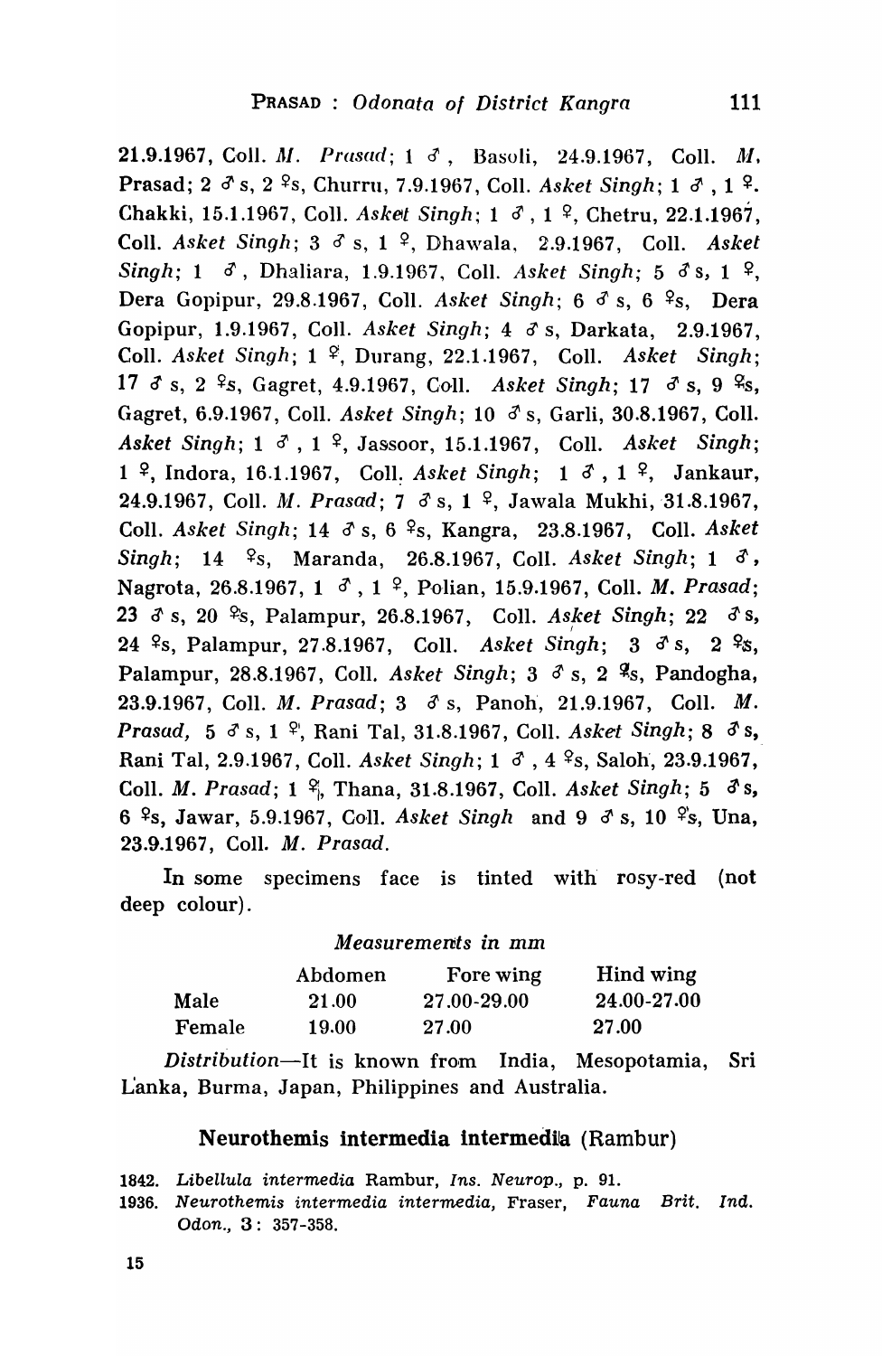21.9.1967, Coll. *M. Prasad*; 1 ♂, Basoli, 24.9.1967, Coll. *M. Prasad*; 2 ♂s, 2 ♀s, Churru, 7.9.1967, Coll. *Asket Singh*; 1 ♂, 1 ♀. Chakki, 15.1.1967, Coll. *Asket Singh*; 1 ♂, 1 ♀, Chetru, 22.1.1967, Coll. *Asket Singh*; 3 ♂s, 1 ♀, Dhawala, 2.9.1967, Coll. *Asket Singh*; 1 ♂, Dhaliara, 1.9.1967, Coll. *Asket Singh*; 5 ♂s, 1 ♀, Dera Gopipur, 29.8.1967, Coll. *Asket Singh*; 6 ♂s, 6 ♀s, Dera Gopipur, 1.9.1967, Coll. *Asket Singh*; 4 ♂s, Darkata, 2.9.1967, Coll. *Asket Singh*; 1 ♀, Durang, 22.1.1967, Coll. *Asket Singh*; 17 ♂s, 2 ♀s, Gagret, 4.9.1967, Coll. *Asket Singh*; 17 ♂s, 9 ♀s, Gagret, 6.9.1967, Coll. *Asket Singh*; 10 ♂s, Garli, 30.8.1967, Coll. *Asket Singh*; 1 ♂, 1 ♀, Jassoor, 15.1.1967, Coll. *Asket Singh*; 1 ♀, Indora, 16.1.1967, Coll. *Asket Singh*; 1 ♂, 1 ♀, Jankaur, 24.9.1967, Coll. *M. Prasad*; 7 ♂s, 1 ♀, Jawala Mukhi, 31.8.1967, Coll. *Asket Singh*; 14 ♂s, 6 ♀s, Kangra, 23.8.1967, Coll. *Asket Singh*; 14 ♀s, Maranda, 26.8.1967, Coll. *Asket Singh*; 1 ♂, Nagrota, 26.8.1967, 1 ♂, 1 ♀, Polian, 15.9.1967, Coll. *M. Prasad*; 23 ♂s, 20 ♀s, Palampur, 26.8.1967, Coll. *Asket Singh*; 22 ♂s, 24 ♀s, Palampur, 27.8.1967, Coll. *Asket Singh*; 3 ♂s, 2 ♀s, Palampur, 28.8.1967, Coll. *Asket Singh*; 3 ♂s, 2 ♀s, Pandogha, 23.9.1967, Coll. *M. Prasad*; 3 ♂s, Panoh, 21.9.1967, Coll. *M. Prasad*, 5 ♂s, 1 ♀, Rani Tal, 31.8.1967, Coll. *Asket Singh*; 8 ♂s, Rani Tal, 2.9.1967, Coll. *Asket Singh*; 1 ♂, 4 ♀s, Saloh, 23.9.1967, Coll. *M. Prasad*; 1 ♀, Thana, 31.8.1967, Coll. *Asket Singh*; 5 ♂s, 6 ♀s, Jawar, 5.9.1967, Coll. *Asket Singh* and 9 ♂s, 10 ♀s, Una, 23.9.1967, Coll. *M. Prasad*.

In some specimens face is tinted with rosy-red (not deep colour).

*Measurements in mm*

| | Abdomen | Fore wing | Hind wing |
|---|---|---|---|
| Male | 21.00 | 27.00-29.00 | 24.00-27.00 |
| Female | 19.00 | 27.00 | 27.00 |

*Distribution*—It is known from India, Mesopotamia, Sri Lanka, Burma, Japan, Philippines and Australia.

## Neurothemis intermedia intermedia (Rambur)

1842. *Libellula intermedia* Rambur, *Ins. Neurop.*, p. 91.

1936. *Neurothemis intermedia intermedia*, Fraser, *Fauna Brit. Ind. Odon.*, 3: 357-358.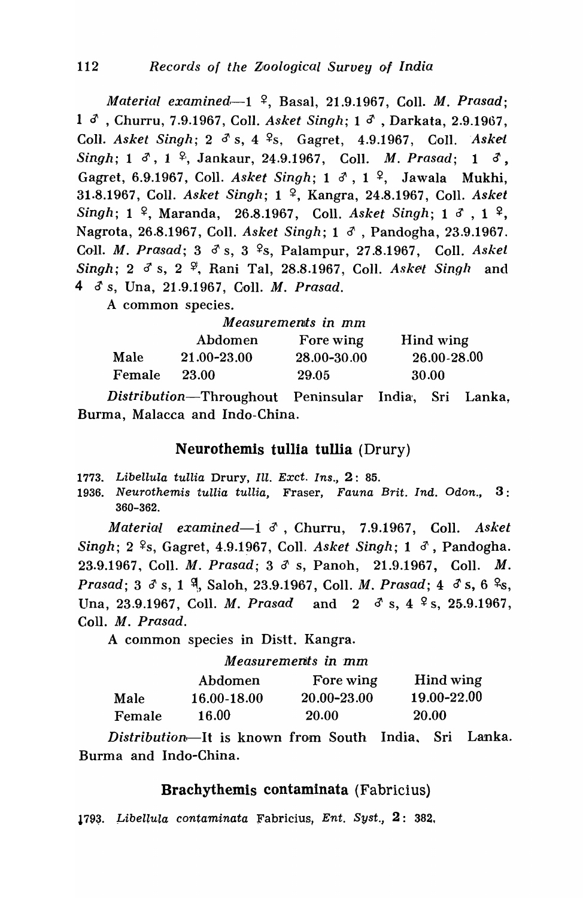*Material examined*—1 ♀, Basal, 21.9.1967, Coll. *M. Prasad*; 1 ♂, Churru, 7.9.1967, Coll. *Asket Singh*; 1 ♂, Darkata, 2.9.1967, Coll. *Asket Singh*; 2 ♂s, 4 ♀s, Gagret, 4.9.1967, Coll. *Asket Singh*; 1 ♂, 1 ♀, Jankaur, 24.9.1967, Coll. *M. Prasad*; 1 ♂, Gagret, 6.9.1967, Coll. *Asket Singh*; 1 ♂, 1 ♀, Jawala Mukhi, 31.8.1967, Coll. *Asket Singh*; 1 ♀, Kangra, 24.8.1967, Coll. *Asket Singh*; 1 ♀, Maranda, 26.8.1967, Coll. *Asket Singh*; 1 ♂, 1 ♀, Nagrota, 26.8.1967, Coll. *Asket Singh*; 1 ♂, Pandogha, 23.9.1967. Coll. *M. Prasad*; 3 ♂s, 3 ♀s, Palampur, 27.8.1967, Coll. *Asket Singh*; 2 ♂s, 2 ♀, Rani Tal, 28.8.1967, Coll. *Asket Singh* and 4 ♂s, Una, 21.9.1967, Coll. *M. Prasad*.

A common species.

*Measurements in mm*

| | Abdomen | Fore wing | Hind wing |
|---|---|---|---|
| Male | 21.00-23.00 | 28.00-30.00 | 26.00-28.00 |
| Female | 23.00 | 29.05 | 30.00 |

*Distribution*—Throughout Peninsular India, Sri Lanka, Burma, Malacca and Indo-China.

## Neurothemis tullia tullia (Drury)

1773. *Libellula tullia* Drury, *Ill. Exct. Ins.*, **2**: 85.

1936. *Neurothemis tullia tullia*, Fraser, *Fauna Brit. Ind. Odon.*, **3**: 360-362.

*Material examined*—1 ♂, Churru, 7.9.1967, Coll. *Asket Singh*; 2 ♀s, Gagret, 4.9.1967, Coll. *Asket Singh*; 1 ♂, Pandogha. 23.9.1967, Coll. *M. Prasad*; 3 ♂s, Panoh, 21.9.1967, Coll. *M. Prasad*; 3 ♂s, 1 ♀, Saloh, 23.9.1967, Coll. *M. Prasad*; 4 ♂s, 6 ♀s, Una, 23.9.1967, Coll. *M. Prasad* and 2 ♂s, 4 ♀s, 25.9.1967, Coll. *M. Prasad*.

A common species in Distt. Kangra.

*Measurements in mm*

| | Abdomen | Fore wing | Hind wing |
|---|---|---|---|
| Male | 16.00-18.00 | 20.00-23.00 | 19.00-22.00 |
| Female | 16.00 | 20.00 | 20.00 |

*Distribution*—It is known from South India, Sri Lanka. Burma and Indo-China.

## Brachythemis contaminata (Fabricius)

1793. *Libellula contaminata* Fabricius, *Ent. Syst.*, **2**: 382.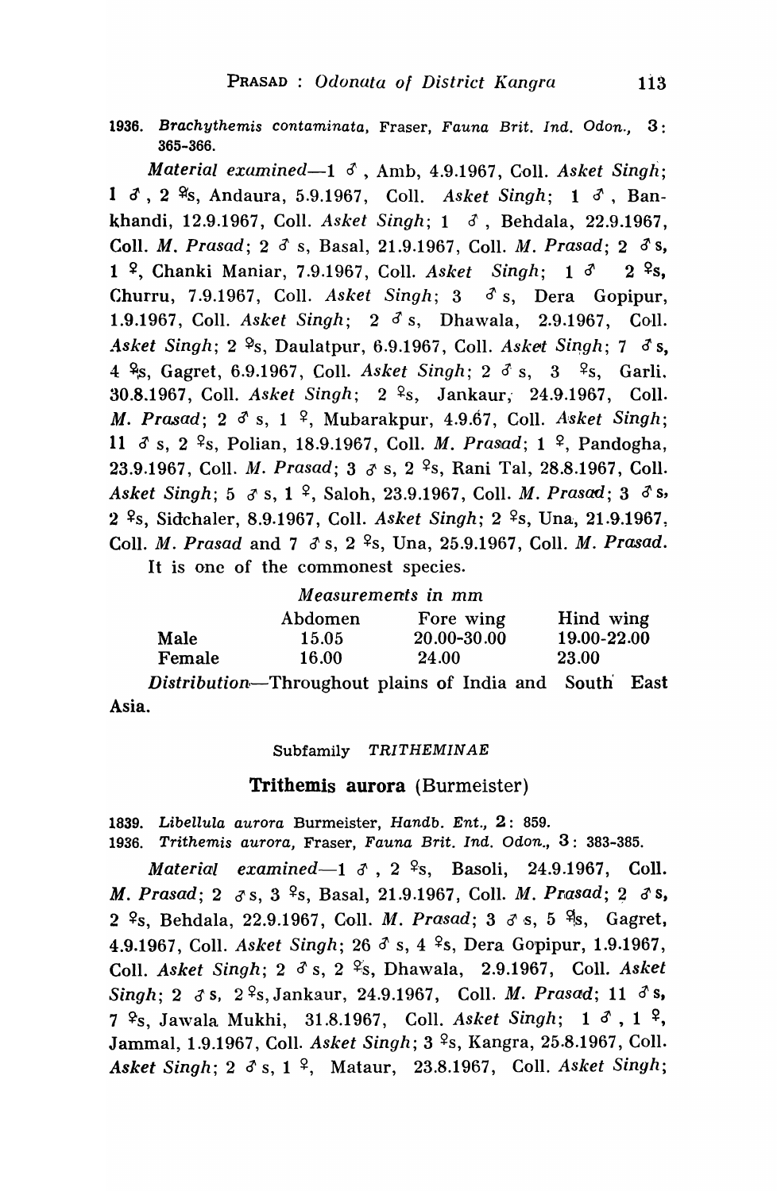1936. *Brachythemis contaminata*, Fraser, *Fauna Brit. Ind. Odon.*, **3**: 365-366.

*Material examined*—1 ♂, Amb, 4.9.1967, Coll. *Asket Singh*; 1 ♂, 2 ♀s, Andaura, 5.9.1967, Coll. *Asket Singh*; 1 ♂, Bankhandi, 12.9.1967, Coll. *Asket Singh*; 1 ♂, Behdala, 22.9.1967, Coll. *M. Prasad*; 2 ♂ s, Basal, 21.9.1967, Coll. *M. Prasad*; 2 ♂ s, 1 ♀, Chanki Maniar, 7.9.1967, Coll. *Asket Singh*; 1 ♂ 2 ♀s, Churru, 7.9.1967, Coll. *Asket Singh*; 3 ♂ s, Dera Gopipur, 1.9.1967, Coll. *Asket Singh*; 2 ♂ s, Dhawala, 2.9.1967, Coll. *Asket Singh*; 2 ♀s, Daulatpur, 6.9.1967, Coll. *Asket Singh*; 7 ♂ s, 4 ♀s, Gagret, 6.9.1967, Coll. *Asket Singh*; 2 ♂ s, 3 ♀s, Garli, 30.8.1967, Coll. *Asket Singh*; 2 ♀s, Jankaur, 24.9.1967, Coll. *M. Prasad*; 2 ♂ s, 1 ♀, Mubarakpur, 4.9.67, Coll. *Asket Singh*; 11 ♂ s, 2 ♀s, Polian, 18.9.1967, Coll. *M. Prasad*; 1 ♀, Pandogha, 23.9.1967, Coll. *M. Prasad*; 3 ♂ s, 2 ♀s, Rani Tal, 28.8.1967, Coll. *Asket Singh*; 5 ♂ s, 1 ♀, Saloh, 23.9.1967, Coll. *M. Prasad*; 3 ♂ s, 2 ♀s, Sidchaler, 8.9.1967, Coll. *Asket Singh*; 2 ♀s, Una, 21.9.1967, Coll. *M. Prasad* and 7 ♂ s, 2 ♀s, Una, 25.9.1967, Coll. *M. Prasad*.

It is one of the commonest species.

*Measurements in mm*

| | Abdomen | Fore wing | Hind wing |
|---|---|---|---|
| Male | 15.05 | 20.00-30.00 | 19.00-22.00 |
| Female | 16.00 | 24.00 | 23.00 |

*Distribution*—Throughout plains of India and South East Asia.

Subfamily *TRITHEMINAE*

## Trithemis aurora (Burmeister)

1839. *Libellula aurora* Burmeister, *Handb. Ent.*, **2**: 859.

1936. *Trithemis aurora*, Fraser, *Fauna Brit. Ind. Odon.*, **3**: 383-385.

*Material examined*—1 ♂, 2 ♀s, Basoli, 24.9.1967, Coll. *M. Prasad*; 2 ♂ s, 3 ♀s, Basal, 21.9.1967, Coll. *M. Prasad*; 2 ♂ s, 2 ♀s, Behdala, 22.9.1967, Coll. *M. Prasad*; 3 ♂ s, 5 ♀s, Gagret, 4.9.1967, Coll. *Asket Singh*; 26 ♂ s, 4 ♀s, Dera Gopipur, 1.9.1967, Coll. *Asket Singh*; 2 ♂ s, 2 ♀s, Dhawala, 2.9.1967, Coll. *Asket Singh*; 2 ♂ s, 2 ♀s, Jankaur, 24.9.1967, Coll. *M. Prasad*; 11 ♂ s, 7 ♀s, Jawala Mukhi, 31.8.1967, Coll. *Asket Singh*; 1 ♂, 1 ♀, Jammal, 1.9.1967, Coll. *Asket Singh*; 3 ♀s, Kangra, 25.8.1967, Coll. *Asket Singh*; 2 ♂ s, 1 ♀, Mataur, 23.8.1967, Coll. *Asket Singh*;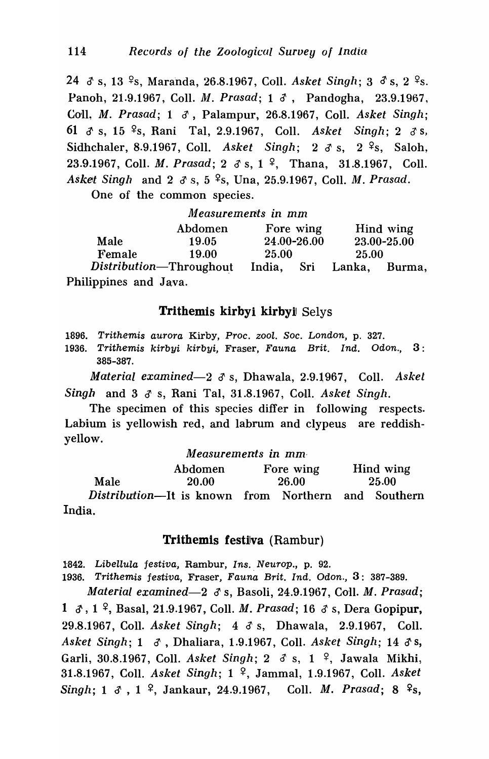24 ♂ s, 13 ♀s, Maranda, 26.8.1967, Coll. *Asket Singh*; 3 ♂ s, 2 ♀s. Panoh, 21.9.1967, Coll. *M. Prasad*; 1 ♂, Pandogha, 23.9.1967, Coll. *M. Prasad*; 1 ♂, Palampur, 26.8.1967, Coll. *Asket Singh*; 61 ♂ s, 15 ♀s, Rani Tal, 2.9.1967, Coll. *Asket Singh*; 2 ♂ s, Sidhchaler, 8.9.1967, Coll. *Asket Singh*; 2 ♂ s, 2 ♀s, Saloh, 23.9.1967, Coll. *M. Prasad*; 2 ♂ s, 1 ♀, Thana, 31.8.1967, Coll. *Asket Singh* and 2 ♂ s, 5 ♀s, Una, 25.9.1967, Coll. *M. Prasad*.

One of the common species.

*Measurements in mm*

| | Abdomen | Fore wing | Hind wing |
|---|---|---|---|
| Male | 19.05 | 24.00-26.00 | 23.00-25.00 |
| Female | 19.00 | 25.00 | 25.00 |

*Distribution*—Throughout India, Sri Lanka, Burma, Philippines and Java.

### **Trithemis kirbyi kirbyi** Selys

1896. *Trithemis aurora* Kirby, *Proc. zool. Soc. London*, p. 327.
1936. *Trithemis kirbyi kirbyi*, Fraser, *Fauna Brit. Ind. Odon.*, 3: 385-387.

*Material examined*—2 ♂ s, Dhawala, 2.9.1967, Coll. *Asket Singh* and 3 ♂ s, Rani Tal, 31.8.1967, Coll. *Asket Singh*.

The specimen of this species differ in following respects. Labium is yellowish red, and labrum and clypeus are reddish-yellow.

*Measurements in mm*

| | Abdomen | Fore wing | Hind wing |
|---|---|---|---|
| Male | 20.00 | 26.00 | 25.00 |

*Distribution*—It is known from Northern and Southern India.

### **Trithemis festiva** (Rambur)

1842. *Libellula festiva*, Rambur, *Ins. Neurop.*, p. 92.
1936. *Trithemis festiva*, Fraser, *Fauna Brit. Ind. Odon.*, 3: 387-389.

*Material examined*—2 ♂ s, Basoli, 24.9.1967, Coll. *M. Prasad*; 1 ♂, 1 ♀, Basal, 21.9.1967, Coll. *M. Prasad*; 16 ♂ s, Dera Gopipur, 29.8.1967, Coll. *Asket Singh*; 4 ♂ s, Dhawala, 2.9.1967, Coll. *Asket Singh*; 1 ♂, Dhaliara, 1.9.1967, Coll. *Asket Singh*; 14 ♂ s, Garli, 30.8.1967, Coll. *Asket Singh*; 2 ♂ s, 1 ♀, Jawala Mikhi, 31.8.1967, Coll. *Asket Singh*; 1 ♀, Jammal, 1.9.1967, Coll. *Asket Singh*; 1 ♂, 1 ♀, Jankaur, 24.9.1967, Coll. *M. Prasad*; 8 ♀s,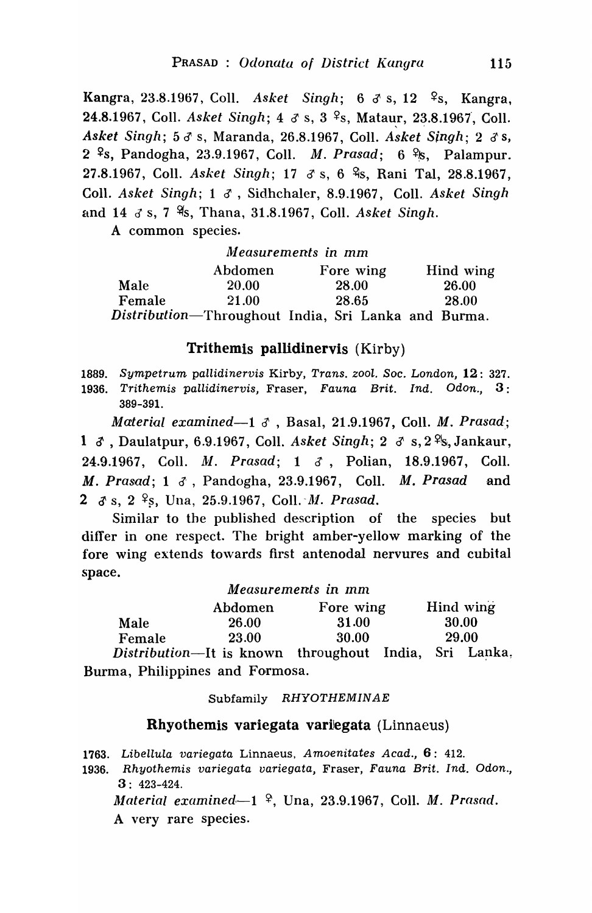Kangra, 23.8.1967, Coll. *Asket Singh*; 6 ♂ s, 12 ♀s, Kangra, 24.8.1967, Coll. *Asket Singh*; 4 ♂ s, 3 ♀s, Mataur, 23.8.1967, Coll. *Asket Singh*; 5 ♂ s, Maranda, 26.8.1967, Coll. *Asket Singh*; 2 ♂ s, 2 ♀s, Pandogha, 23.9.1967, Coll. *M. Prasad*; 6 ♀s, Palampur. 27.8.1967, Coll. *Asket Singh*; 17 ♂ s, 6 ♀s, Rani Tal, 28.8.1967, Coll. *Asket Singh*; 1 ♂, Sidhchaler, 8.9.1967, Coll. *Asket Singh* and 14 ♂ s, 7 ♀s, Thana, 31.8.1967, Coll. *Asket Singh*.

A common species.

*Measurements in mm*

| | Abdomen | Fore wing | Hind wing |
|---|---|---|---|
| Male | 20.00 | 28.00 | 26.00 |
| Female | 21.00 | 28.65 | 28.00 |

*Distribution*—Throughout India, Sri Lanka and Burma.

## Trithemis pallidinervis (Kirby)

1889. *Sympetrum pallidinervis* Kirby, *Trans. zool. Soc. London*, **12**: 327.
1936. *Trithemis pallidinervis*, Fraser, *Fauna Brit. Ind. Odon.*, **3**: 389-391.

*Material examined*—1 ♂, Basal, 21.9.1967, Coll. *M. Prasad*; 1 ♂, Daulatpur, 6.9.1967, Coll. *Asket Singh*; 2 ♂ s, 2 ♀s, Jankaur, 24.9.1967, Coll. *M. Prasad*; 1 ♂, Polian, 18.9.1967, Coll. *M. Prasad*; 1 ♂, Pandogha, 23.9.1967, Coll. *M. Prasad* and 2 ♂ s, 2 ♀s, Una, 25.9.1967, Coll. *M. Prasad*.

Similar to the published description of the species but differ in one respect. The bright amber-yellow marking of the fore wing extends towards first antenodal nervures and cubital space.

*Measurements in mm*

| | Abdomen | Fore wing | Hind wing |
|---|---|---|---|
| Male | 26.00 | 31.00 | 30.00 |
| Female | 23.00 | 30.00 | 29.00 |

*Distribution*—It is known throughout India, Sri Lanka, Burma, Philippines and Formosa.

### Subfamily *RHYOTHEMINAE*

## Rhyothemis variegata variegata (Linnaeus)

1763. *Libellula variegata* Linnaeus, *Amoenitates Acad.*, **6**: 412.
1936. *Rhyothemis variegata variegata*, Fraser, *Fauna Brit. Ind. Odon.*, **3**: 423-424.

*Material examined*—1 ♀, Una, 23.9.1967, Coll. *M. Prasad*.

A very rare species.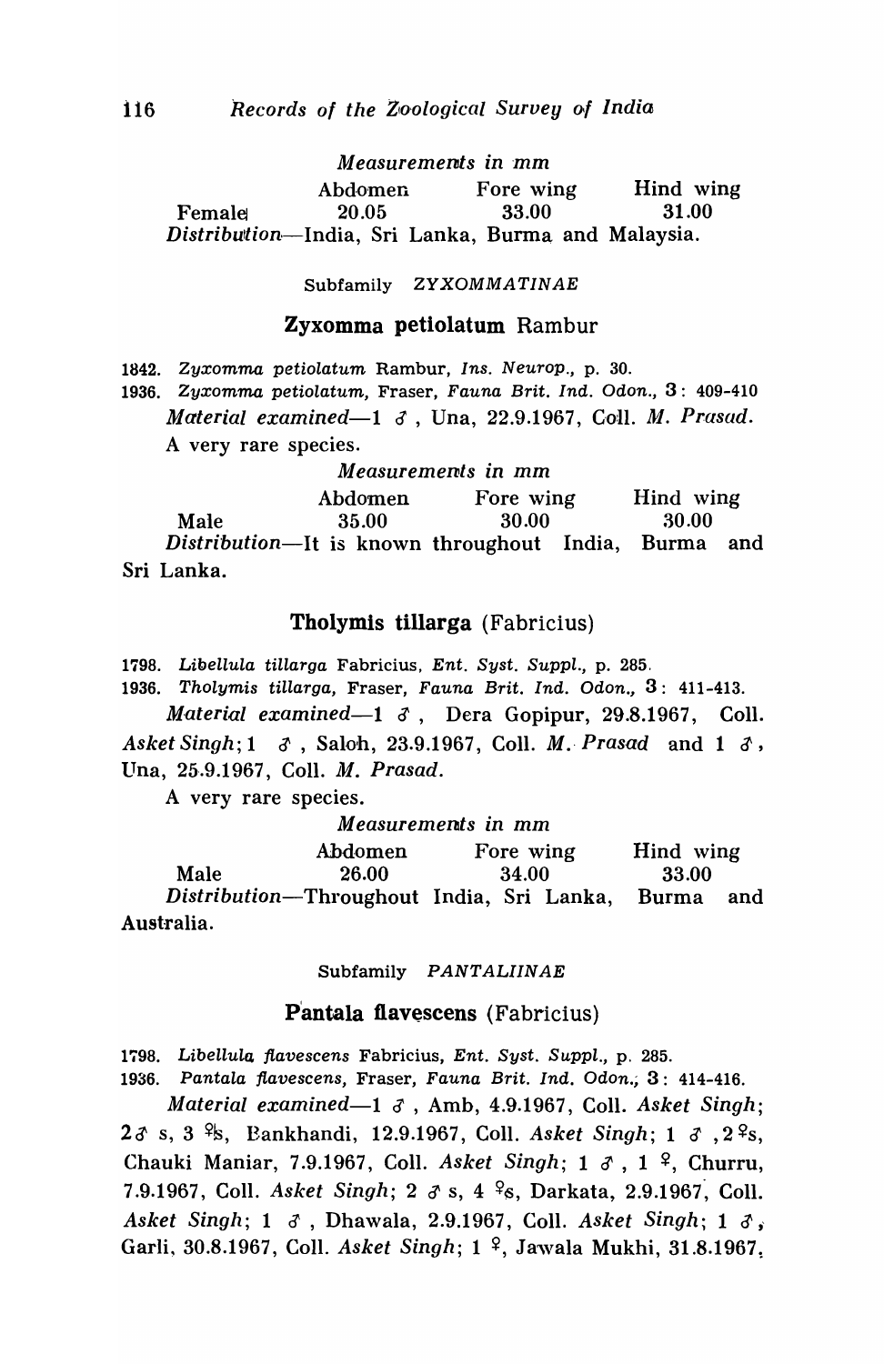*Measurements in mm*

| | Abdomen | Fore wing | Hind wing |
|---|---|---|---|
| Female | 20.05 | 33.00 | 31.00 |

*Distribution*—India, Sri Lanka, Burma and Malaysia.

Subfamily *ZYXOMMATINAE*

### **Zyxomma petiolatum** Rambur

1842. *Zyxomma petiolatum* Rambur, *Ins. Neurop.*, p. 30.

1936. *Zyxomma petiolatum*, Fraser, *Fauna Brit. Ind. Odon.*, 3: 409-410

*Material examined*—1 ♂, Una, 22.9.1967, Coll. *M. Prasad.*

A very rare species.

*Measurements in mm*

| | Abdomen | Fore wing | Hind wing |
|---|---|---|---|
| Male | 35.00 | 30.00 | 30.00 |

*Distribution*—It is known throughout India, Burma and Sri Lanka.

### **Tholymis tillarga** (Fabricius)

1798. *Libellula tillarga* Fabricius, *Ent. Syst. Suppl.*, p. 285.

1936. *Tholymis tillarga*, Fraser, *Fauna Brit. Ind. Odon.*, 3: 411-413.

*Material examined*—1 ♂, Dera Gopipur, 29.8.1967, Coll. *Asket Singh*; 1 ♂, Saloh, 23.9.1967, Coll. *M. Prasad* and 1 ♂, Una, 25.9.1967, Coll. *M. Prasad*.

A very rare species.

*Measurements in mm*

| | Abdomen | Fore wing | Hind wing |
|---|---|---|---|
| Male | 26.00 | 34.00 | 33.00 |

*Distribution*—Throughout India, Sri Lanka, Burma and Australia.

Subfamily *PANTALIINAE*

### **Pantala flavescens** (Fabricius)

1798. *Libellula flavescens* Fabricius, *Ent. Syst. Suppl.*, p. 285.

1936. *Pantala flavescens*, Fraser, *Fauna Brit. Ind. Odon.*, 3: 414-416.

*Material examined*—1 ♂, Amb, 4.9.1967, Coll. *Asket Singh*; 2♂ s, 3 ♀s, Bankhandi, 12.9.1967, Coll. *Asket Singh*; 1 ♂, 2♀s, Chauki Maniar, 7.9.1967, Coll. *Asket Singh*; 1 ♂, 1 ♀, Churru, 7.9.1967, Coll. *Asket Singh*; 2 ♂ s, 4 ♀s, Darkata, 2.9.1967, Coll. *Asket Singh*; 1 ♂, Dhawala, 2.9.1967, Coll. *Asket Singh*; 1 ♂, Garli, 30.8.1967, Coll. *Asket Singh*; 1 ♀, Jawala Mukhi, 31.8.1967,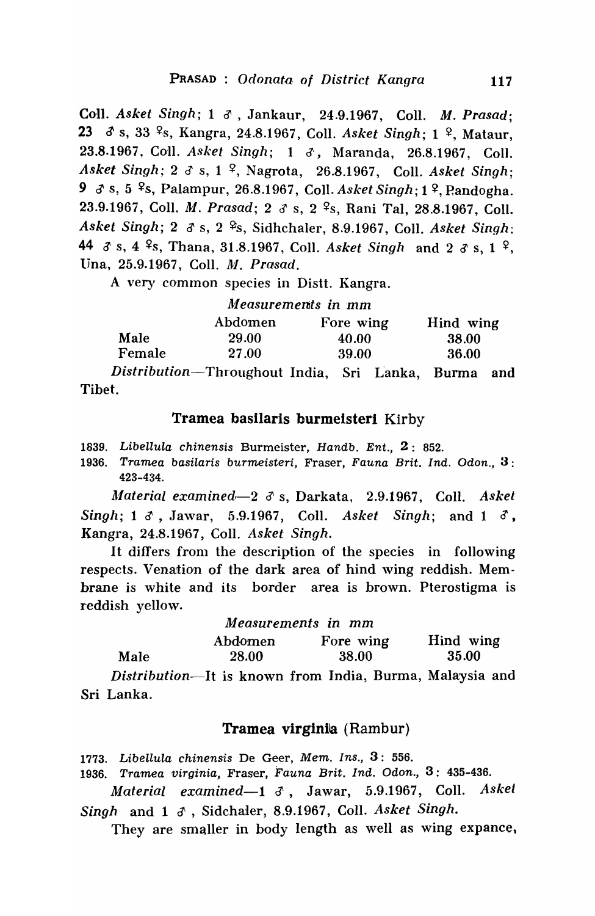Coll. *Asket Singh*; 1 ♂, Jankaur, 24.9.1967, Coll. *M. Prasad*; 23 ♂ s, 33 ♀s, Kangra, 24.8.1967, Coll. *Asket Singh*; 1 ♀, Mataur, 23.8.1967, Coll. *Asket Singh*; 1 ♂, Maranda, 26.8.1967, Coll. *Asket Singh*; 2 ♂ s, 1 ♀, Nagrota, 26.8.1967, Coll. *Asket Singh*; 9 ♂ s, 5 ♀s, Palampur, 26.8.1967, Coll. *Asket Singh*; 1 ♀, Pandogha. 23.9.1967, Coll. *M. Prasad*; 2 ♂ s, 2 ♀s, Rani Tal, 28.8.1967, Coll. *Asket Singh*; 2 ♂ s, 2 ♀s, Sidhchaler, 8.9.1967, Coll. *Asket Singh*: 44 ♂ s, 4 ♀s, Thana, 31.8.1967, Coll. *Asket Singh* and 2 ♂ s, 1 ♀, Una, 25.9.1967, Coll. *M. Prasad*.

A very common species in Distt. Kangra.

*Measurements in mm*

| | Abdomen | Fore wing | Hind wing |
|---|---|---|---|
| Male | 29.00 | 40.00 | 38.00 |
| Female | 27.00 | 39.00 | 36.00 |

*Distribution*—Throughout India, Sri Lanka, Burma and Tibet.

### Tramea basilaris burmeisteri Kirby

1839. *Libellula chinensis* Burmeister, *Handb. Ent.*, **2**: 852.
1936. *Tramea basilaris burmeisteri*, Fraser, *Fauna Brit. Ind. Odon.*, **3**: 423-434.

*Material examined*—2 ♂ s, Darkata, 2.9.1967, Coll. *Asket Singh*; 1 ♂, Jawar, 5.9.1967, Coll. *Asket Singh*; and 1 ♂, Kangra, 24.8.1967, Coll. *Asket Singh*.

It differs from the description of the species in following respects. Venation of the dark area of hind wing reddish. Membrane is white and its border area is brown. Pterostigma is reddish yellow.

*Measurements in mm*

| | Abdomen | Fore wing | Hind wing |
|---|---|---|---|
| Male | 28.00 | 38.00 | 35.00 |

*Distribution*—It is known from India, Burma, Malaysia and Sri Lanka.

### Tramea virginia (Rambur)

1773. *Libellula chinensis* De Geer, *Mem. Ins.*, **3**: 556.
1936. *Tramea virginia*, Fraser, *Fauna Brit. Ind. Odon.*, **3**: 435-436.

*Material examined*—1 ♂, Jawar, 5.9.1967, Coll. *Asket Singh* and 1 ♂, Sidchaler, 8.9.1967, Coll. *Asket Singh*.

They are smaller in body length as well as wing expance,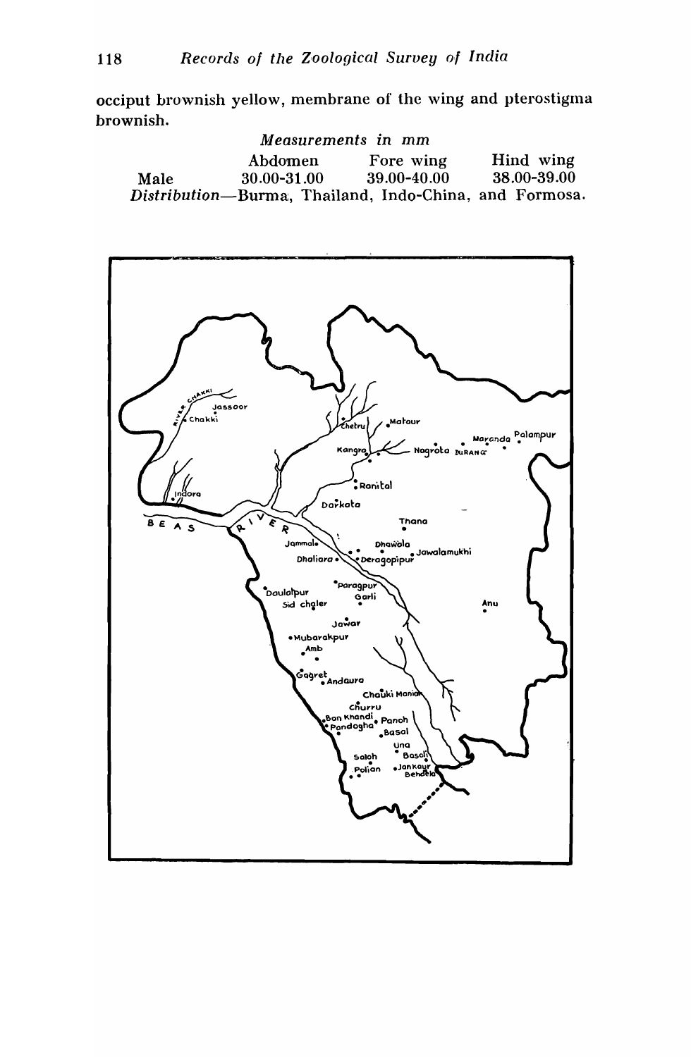occiput brownish yellow, membrane of the wing and pterostigma brownish.

*Measurements in mm*

| | Abdomen | Fore wing | Hind wing |
|---|---|---|---|
| Male | 30.00-31.00 | 39.00-40.00 | 38.00-39.00 |

*Distribution*—Burma, Thailand, Indo-China, and Formosa.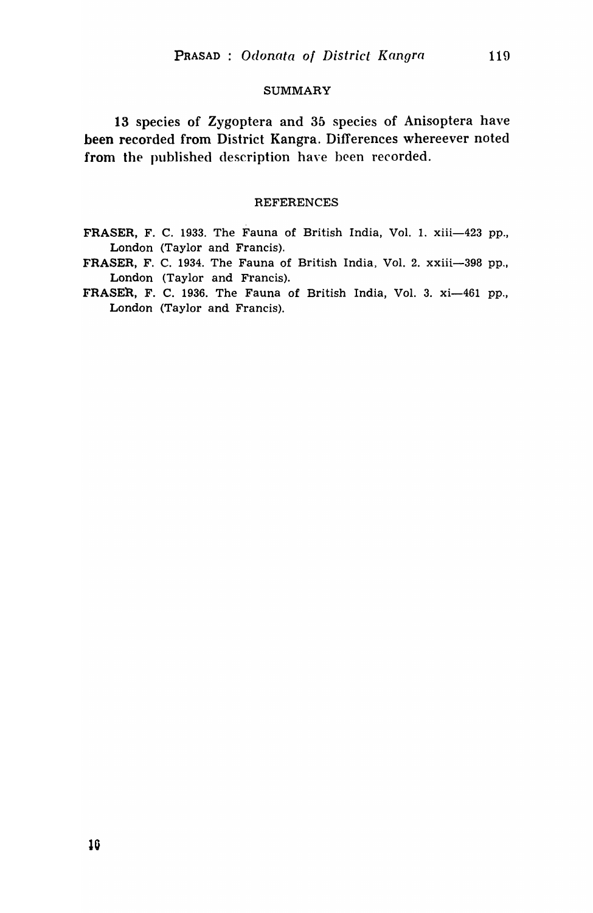## SUMMARY

13 species of Zygoptera and 35 species of Anisoptera have been recorded from District Kangra. Differences whereever noted from the published description have been recorded.

## REFERENCES

FRASER, F. C. 1933. The Fauna of British India, Vol. 1. xiii—423 pp., London (Taylor and Francis).

FRASER, F. C. 1934. The Fauna of British India, Vol. 2. xxiii—398 pp., London (Taylor and Francis).

FRASER, F. C. 1936. The Fauna of British India, Vol. 3. xi—461 pp., London (Taylor and Francis).